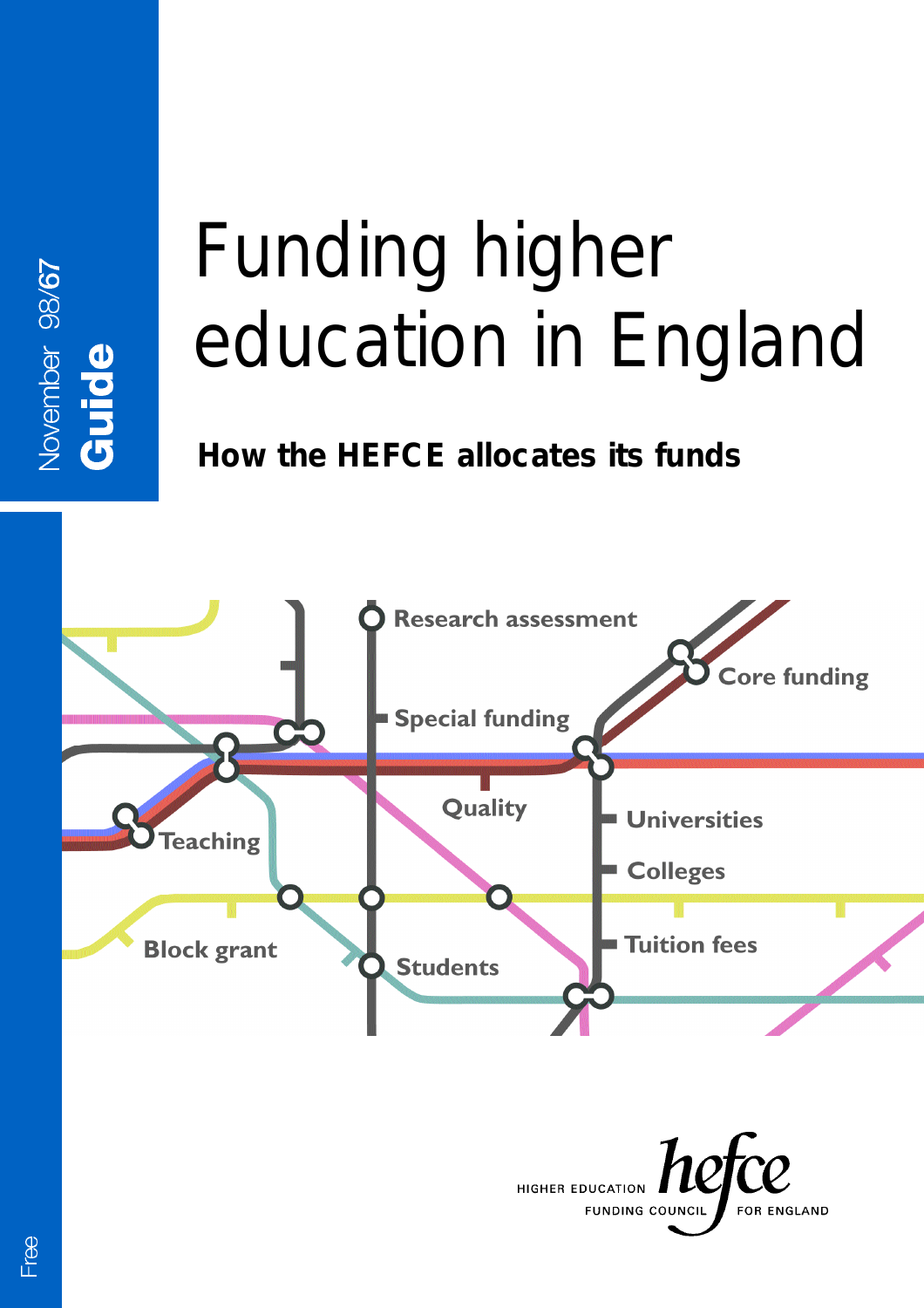November 98/67

**Guide**

# Funding higher education in England

## How the HEFCE allocates its funds

Research assessment

Core funding

Special funding

Quality

Universities

Teaching

Colleges

Tuition fees

Block grant

Students

HIGHER EDUCATION FUNDING COUNCIL FOR ENGLAND

hefce

Free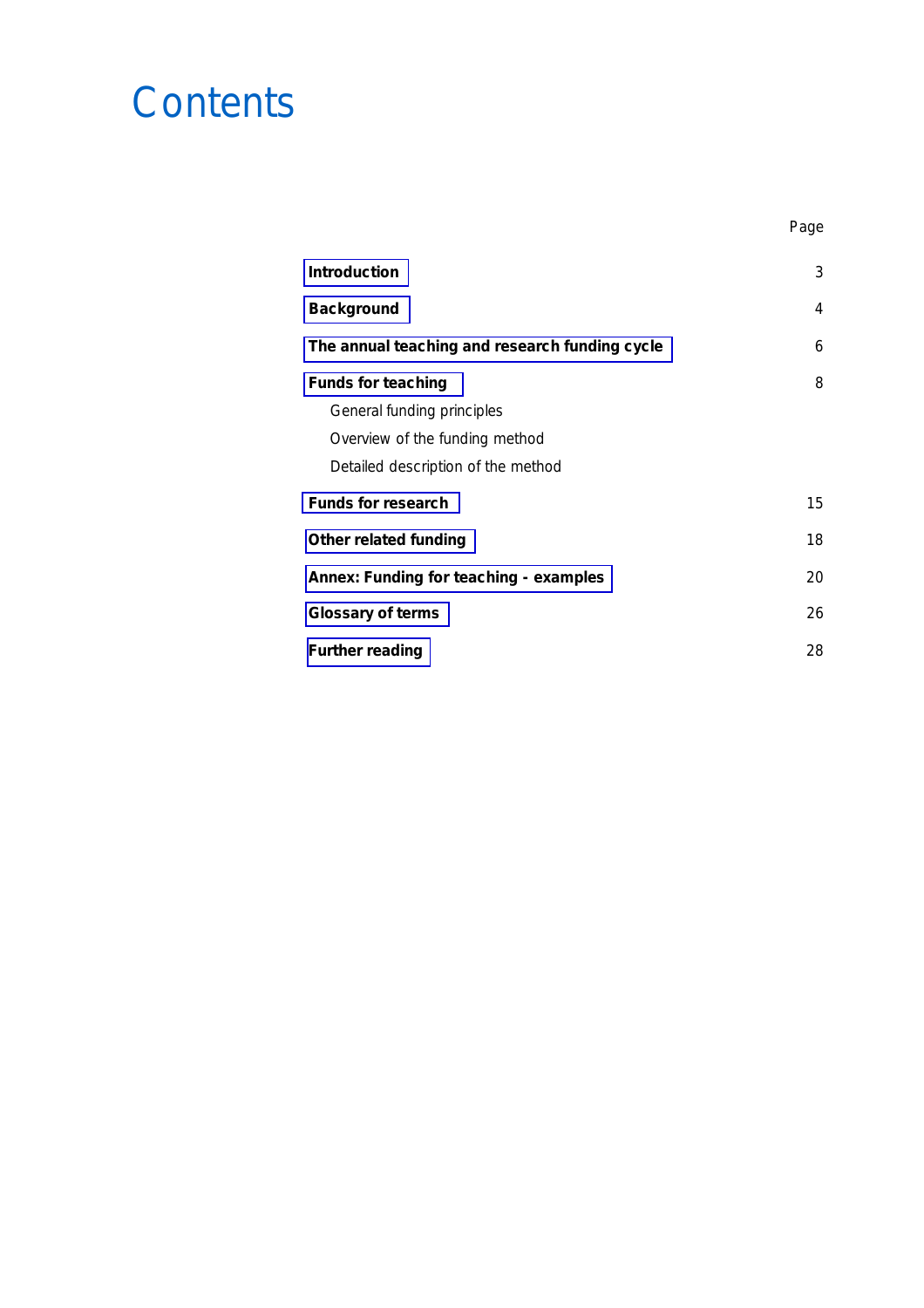# Contents

| | Page |
|---|---|
| **Introduction** | 3 |
| **Background** | 4 |
| **The annual teaching and research funding cycle** | 6 |
| **Funds for teaching** | 8 |
| General funding principles | |
| Overview of the funding method | |
| Detailed description of the method | |
| **Funds for research** | 15 |
| **Other related funding** | 18 |
| **Annex: Funding for teaching - examples** | 20 |
| **Glossary of terms** | 26 |
| **Further reading** | 28 |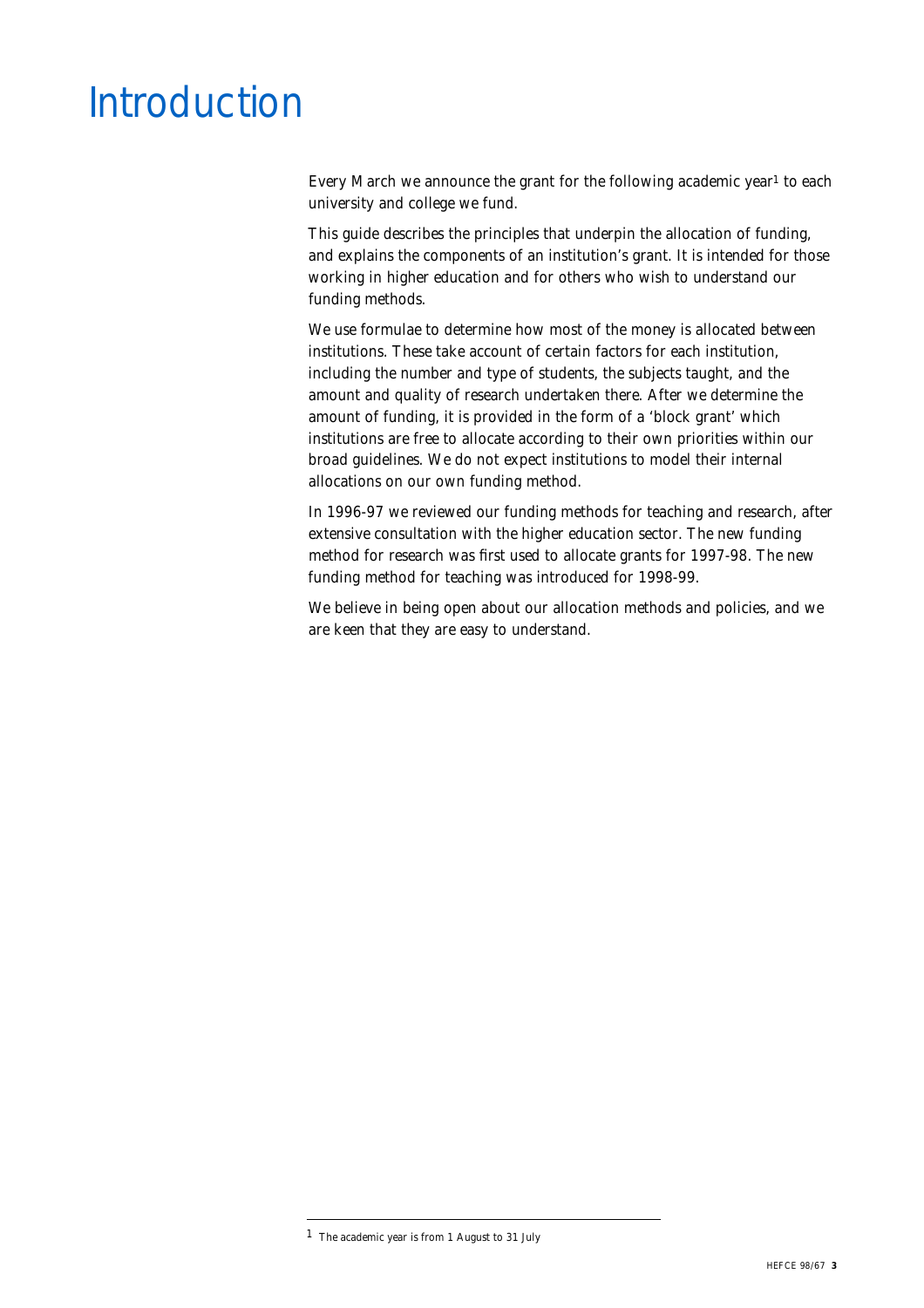# Introduction

Every March we announce the grant for the following academic year[1] to each university and college we fund.

This guide describes the principles that underpin the allocation of funding, and explains the components of an institution's grant. It is intended for those working in higher education and for others who wish to understand our funding methods.

We use formulae to determine how most of the money is allocated between institutions. These take account of certain factors for each institution, including the number and type of students, the subjects taught, and the amount and quality of research undertaken there. After we determine the amount of funding, it is provided in the form of a 'block grant' which institutions are free to allocate according to their own priorities within our broad guidelines. We do not expect institutions to model their internal allocations on our own funding method.

In 1996-97 we reviewed our funding methods for teaching and research, after extensive consultation with the higher education sector. The new funding method for research was first used to allocate grants for 1997-98. The new funding method for teaching was introduced for 1998-99.

We believe in being open about our allocation methods and policies, and we are keen that they are easy to understand.

---

[1] The academic year is from 1 August to 31 July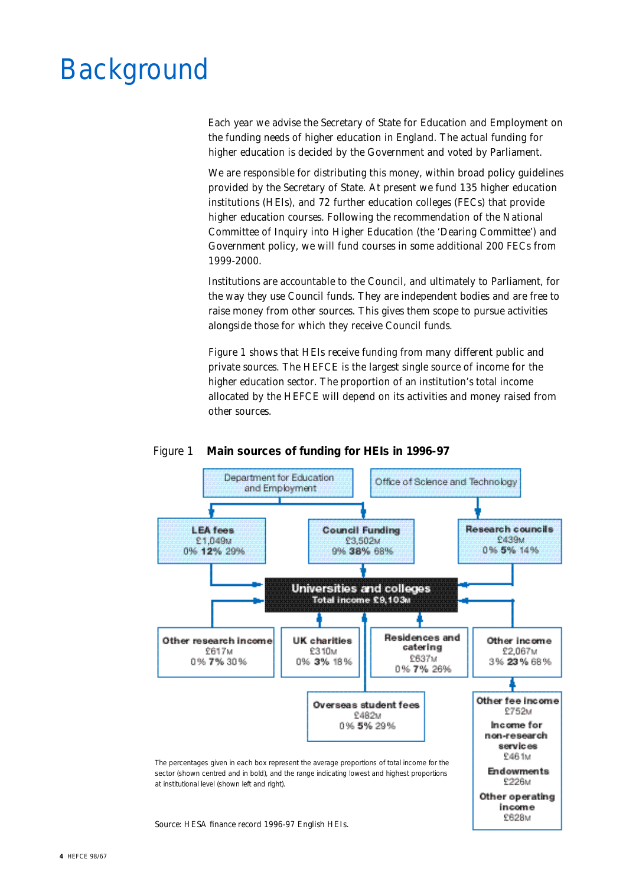# Background

Each year we advise the Secretary of State for Education and Employment on the funding needs of higher education in England. The actual funding for higher education is decided by the Government and voted by Parliament.

We are responsible for distributing this money, within broad policy guidelines provided by the Secretary of State. At present we fund 135 higher education institutions (HEIs), and 72 further education colleges (FECs) that provide higher education courses. Following the recommendation of the National Committee of Inquiry into Higher Education (the 'Dearing Committee') and Government policy, we will fund courses in some additional 200 FECs from 1999-2000.

Institutions are accountable to the Council, and ultimately to Parliament, for the way they use Council funds. They are independent bodies and are free to raise money from other sources. This gives them scope to pursue activities alongside those for which they receive Council funds.

Figure 1 shows that HEIs receive funding from many different public and private sources. The HEFCE is the largest single source of income for the higher education sector. The proportion of an institution's total income allocated by the HEFCE will depend on its activities and money raised from other sources.

Figure 1 **Main sources of funding for HEIs in 1996-97**

Department for Education and Employment → LEA fees; Council Funding

Office of Science and Technology → Research councils

**Universities and colleges**
**Total income £9,103M**

| Source | Income | Lowest | Sector average | Highest |
|---|---|---|---|---|
| LEA fees | £1,049M | 0% | **12%** | 29% |
| Council Funding | £3,502M | 9% | **38%** | 68% |
| Research councils | £439M | 0% | **5%** | 14% |
| Other research income | £617M | 0% | **7%** | 30% |
| UK charities | £310M | 0% | **3%** | 18% |
| Residences and catering | £637M | 0% | **7%** | 26% |
| Other income | £2,067M | 3% | **23%** | 68% |
| Overseas student fees | £482M | 0% | **5%** | 29% |

Other income comprises:

- Other fee income £752M
- Income for non-research services £461M
- Endowments £226M
- Other operating income £628M

The percentages given in each box represent the average proportions of total income for the sector (shown centred and in bold), and the range indicating lowest and highest proportions at institutional level (shown left and right).

Source: HESA finance record 1996-97 English HEIs.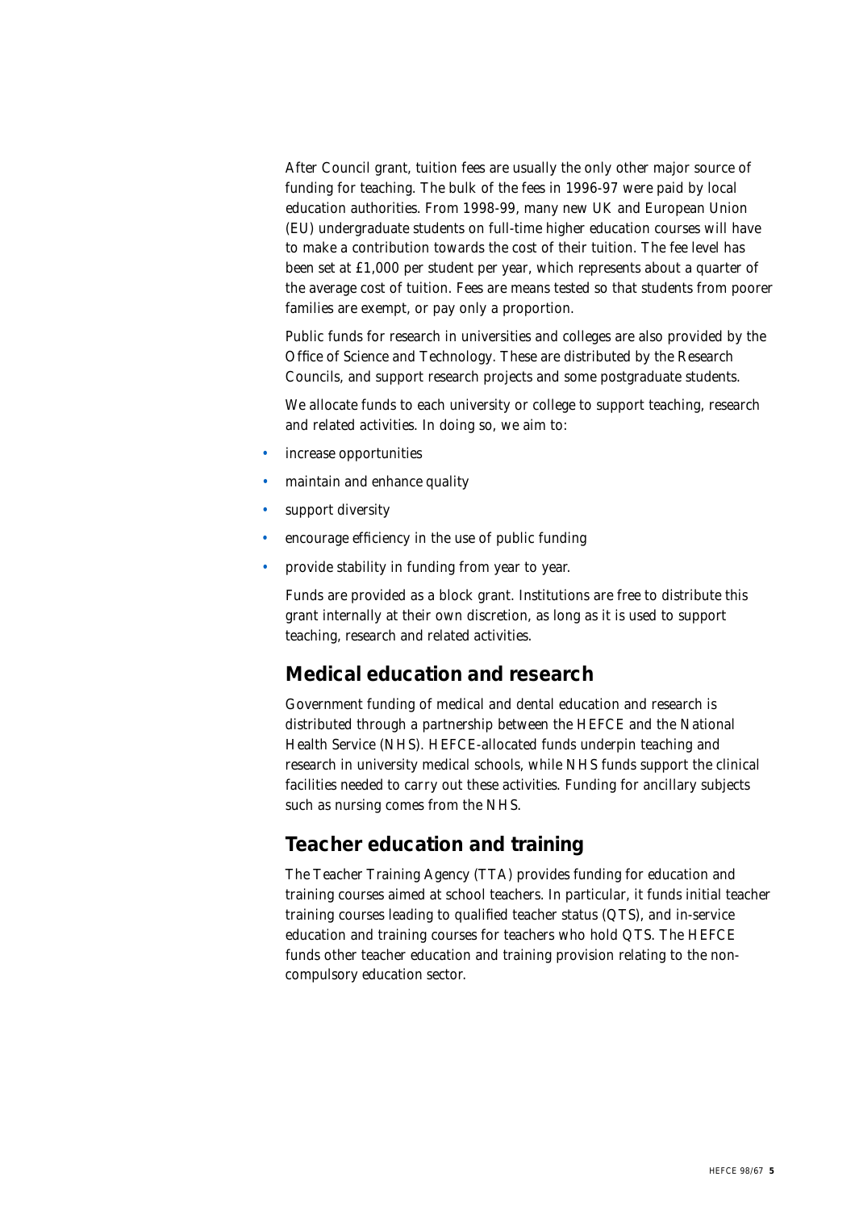After Council grant, tuition fees are usually the only other major source of funding for teaching. The bulk of the fees in 1996-97 were paid by local education authorities. From 1998-99, many new UK and European Union (EU) undergraduate students on full-time higher education courses will have to make a contribution towards the cost of their tuition. The fee level has been set at £1,000 per student per year, which represents about a quarter of the average cost of tuition. Fees are means tested so that students from poorer families are exempt, or pay only a proportion.

Public funds for research in universities and colleges are also provided by the Office of Science and Technology. These are distributed by the Research Councils, and support research projects and some postgraduate students.

We allocate funds to each university or college to support teaching, research and related activities. In doing so, we aim to:

- increase opportunities
- maintain and enhance quality
- support diversity
- encourage efficiency in the use of public funding
- provide stability in funding from year to year.

Funds are provided as a block grant. Institutions are free to distribute this grant internally at their own discretion, as long as it is used to support teaching, research and related activities.

## Medical education and research

Government funding of medical and dental education and research is distributed through a partnership between the HEFCE and the National Health Service (NHS). HEFCE-allocated funds underpin teaching and research in university medical schools, while NHS funds support the clinical facilities needed to carry out these activities. Funding for ancillary subjects such as nursing comes from the NHS.

## Teacher education and training

The Teacher Training Agency (TTA) provides funding for education and training courses aimed at school teachers. In particular, it funds initial teacher training courses leading to qualified teacher status (QTS), and in-service education and training courses for teachers who hold QTS. The HEFCE funds other teacher education and training provision relating to the non-compulsory education sector.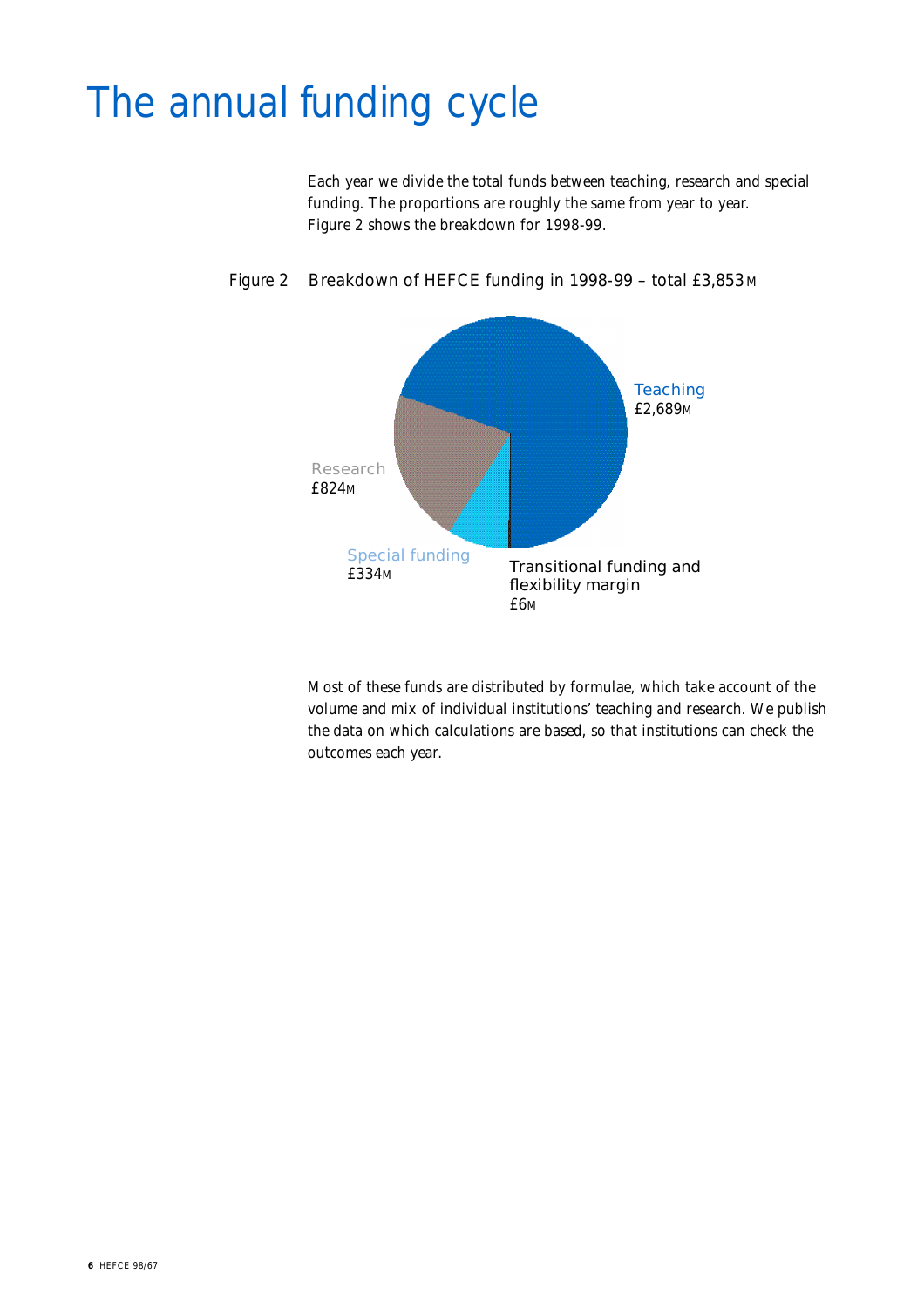# The annual funding cycle

Each year we divide the total funds between teaching, research and special funding. The proportions are roughly the same from year to year. Figure 2 shows the breakdown for 1998-99.

Figure 2 Breakdown of HEFCE funding in 1998-99 – total £3,853M

Teaching £2,689M

Research £824M

Special funding £334M

Transitional funding and flexibility margin £6M

Most of these funds are distributed by formulae, which take account of the volume and mix of individual institutions' teaching and research. We publish the data on which calculations are based, so that institutions can check the outcomes each year.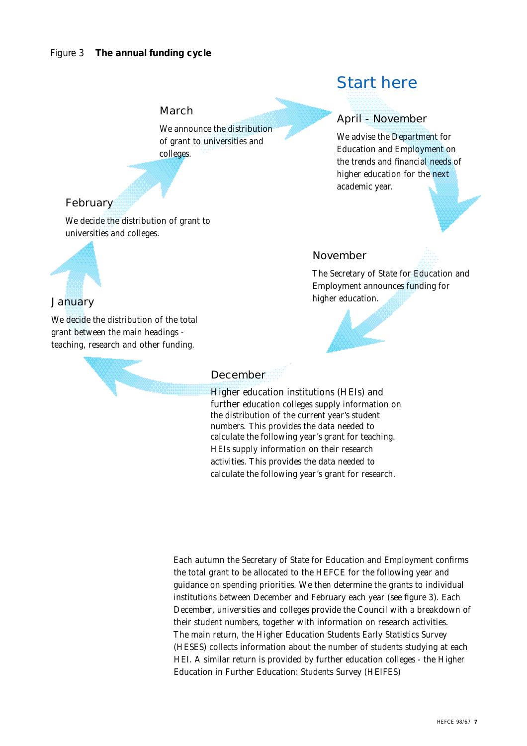Figure 3 **The annual funding cycle**

Start here

**April - November**

We advise the Department for Education and Employment on the trends and financial needs of higher education for the next academic year.

**November**

The Secretary of State for Education and Employment announces funding for higher education.

**December**

Higher education institutions (HEIs) and further education colleges supply information on the distribution of the current year's student numbers. This provides the data needed to calculate the following year's grant for teaching. HEIs supply information on their research activities. This provides the data needed to calculate the following year's grant for research.

**January**

We decide the distribution of the total grant between the main headings - teaching, research and other funding.

**February**

We decide the distribution of grant to universities and colleges.

**March**

We announce the distribution of grant to universities and colleges.

Each autumn the Secretary of State for Education and Employment confirms the total grant to be allocated to the HEFCE for the following year and guidance on spending priorities. We then determine the grants to individual institutions between December and February each year (see figure 3). Each December, universities and colleges provide the Council with a breakdown of their student numbers, together with information on research activities. The main return, the Higher Education Students Early Statistics Survey (HESES) collects information about the number of students studying at each HEI. A similar return is provided by further education colleges - the Higher Education in Further Education: Students Survey (HEIFES)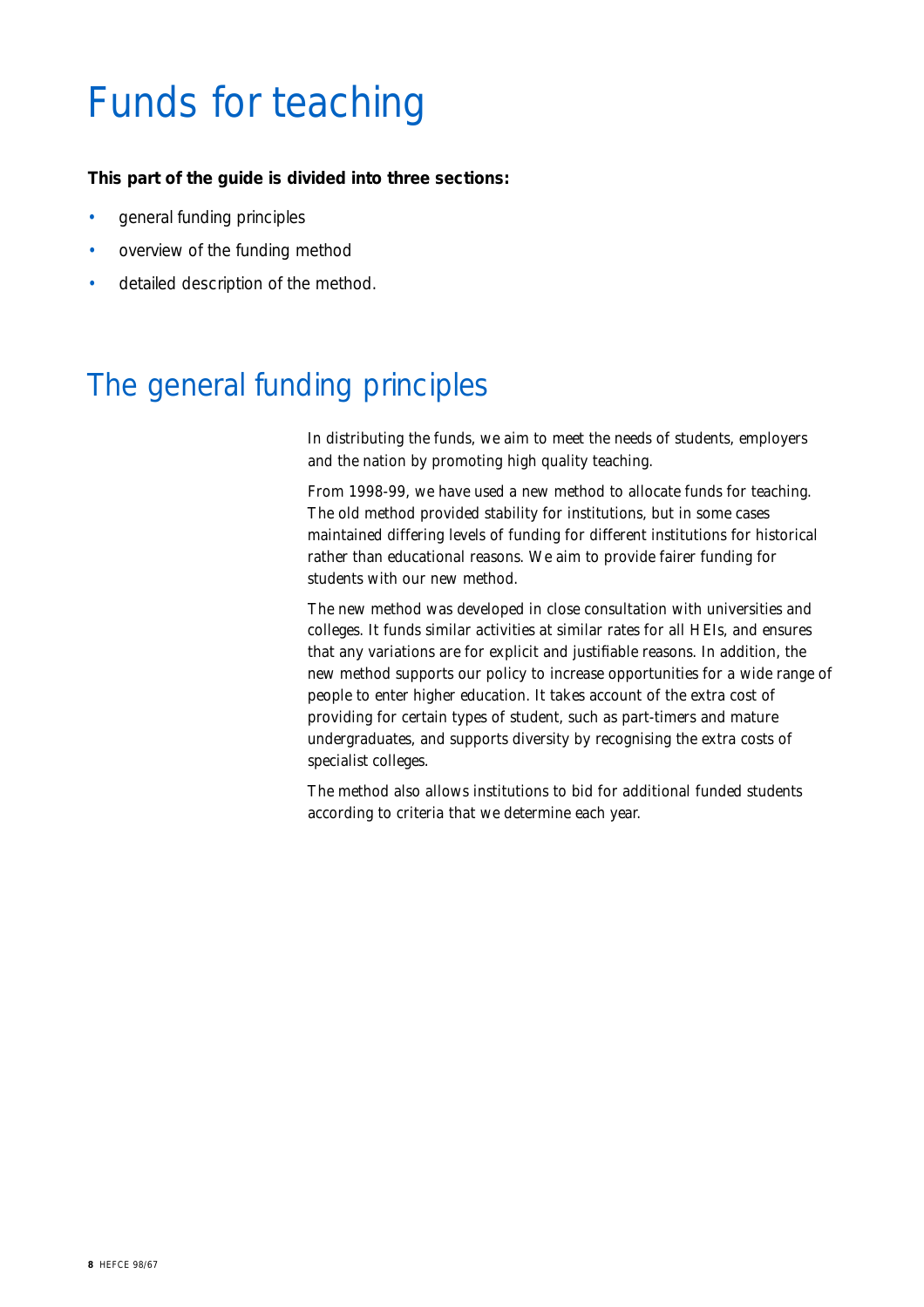# Funds for teaching

**This part of the guide is divided into three sections:**

- general funding principles
- overview of the funding method
- detailed description of the method.

## The general funding principles

In distributing the funds, we aim to meet the needs of students, employers and the nation by promoting high quality teaching.

From 1998-99, we have used a new method to allocate funds for teaching. The old method provided stability for institutions, but in some cases maintained differing levels of funding for different institutions for historical rather than educational reasons. We aim to provide fairer funding for students with our new method.

The new method was developed in close consultation with universities and colleges. It funds similar activities at similar rates for all HEIs, and ensures that any variations are for explicit and justifiable reasons. In addition, the new method supports our policy to increase opportunities for a wide range of people to enter higher education. It takes account of the extra cost of providing for certain types of student, such as part-timers and mature undergraduates, and supports diversity by recognising the extra costs of specialist colleges.

The method also allows institutions to bid for additional funded students according to criteria that we determine each year.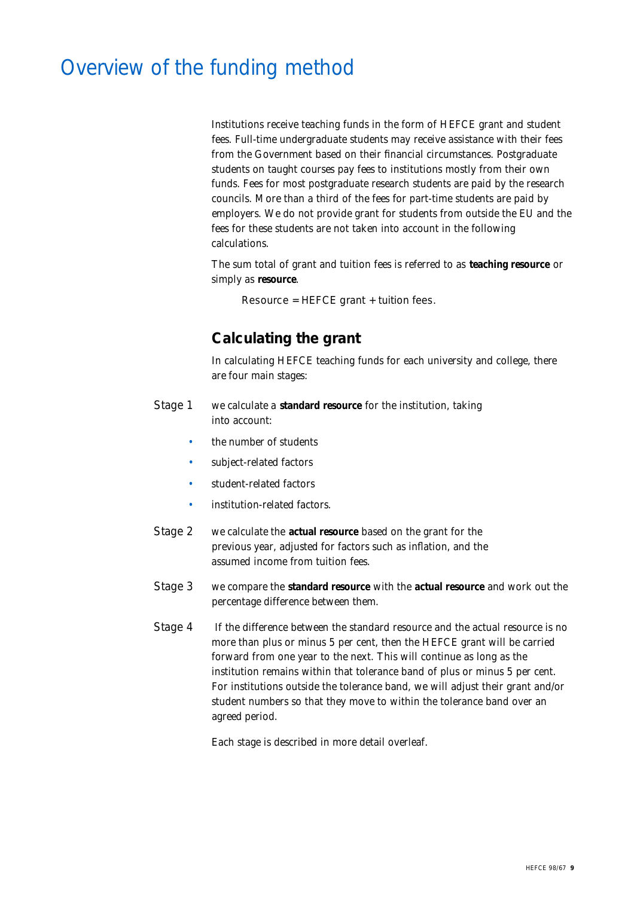# Overview of the funding method

Institutions receive teaching funds in the form of HEFCE grant and student fees. Full-time undergraduate students may receive assistance with their fees from the Government based on their financial circumstances. Postgraduate students on taught courses pay fees to institutions mostly from their own funds. Fees for most postgraduate research students are paid by the research councils. More than a third of the fees for part-time students are paid by employers. We do not provide grant for students from outside the EU and the fees for these students are not taken into account in the following calculations.

The sum total of grant and tuition fees is referred to as **teaching resource** or simply as **resource**.

Resource = HEFCE grant + tuition fees.

## Calculating the grant

In calculating HEFCE teaching funds for each university and college, there are four main stages:

Stage 1 we calculate a **standard resource** for the institution, taking into account:

- the number of students
- subject-related factors
- student-related factors
- institution-related factors.

Stage 2 we calculate the **actual resource** based on the grant for the previous year, adjusted for factors such as inflation, and the assumed income from tuition fees.

Stage 3 we compare the **standard resource** with the **actual resource** and work out the percentage difference between them.

Stage 4 If the difference between the standard resource and the actual resource is no more than plus or minus 5 per cent, then the HEFCE grant will be carried forward from one year to the next. This will continue as long as the institution remains within that tolerance band of plus or minus 5 per cent. For institutions outside the tolerance band, we will adjust their grant and/or student numbers so that they move to within the tolerance band over an agreed period.

Each stage is described in more detail overleaf.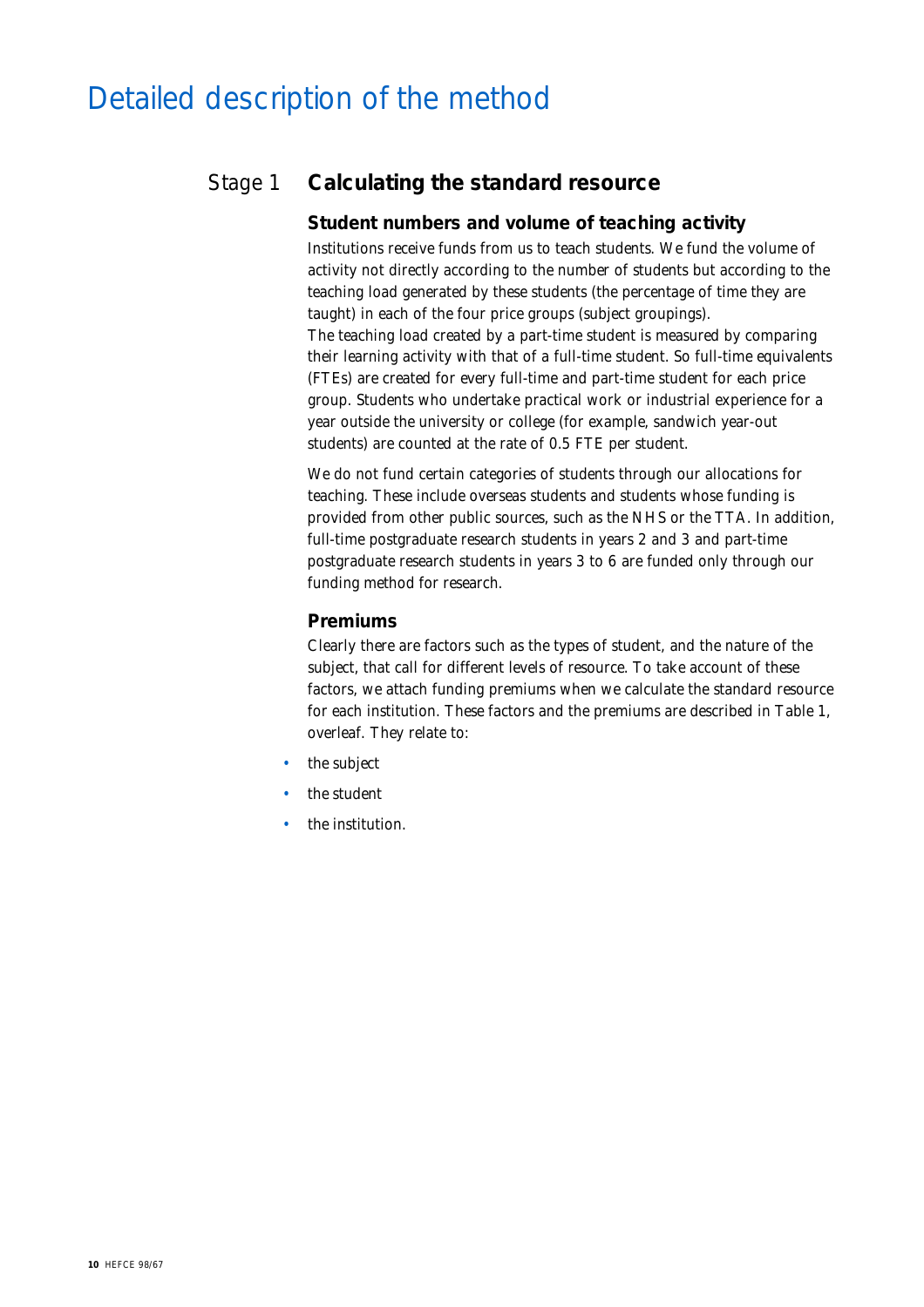# Detailed description of the method

## Stage 1 Calculating the standard resource

### Student numbers and volume of teaching activity

Institutions receive funds from us to teach students. We fund the volume of activity not directly according to the number of students but according to the teaching load generated by these students (the percentage of time they are taught) in each of the four price groups (subject groupings).

The teaching load created by a part-time student is measured by comparing their learning activity with that of a full-time student. So full-time equivalents (FTEs) are created for every full-time and part-time student for each price group. Students who undertake practical work or industrial experience for a year outside the university or college (for example, sandwich year-out students) are counted at the rate of 0.5 FTE per student.

We do not fund certain categories of students through our allocations for teaching. These include overseas students and students whose funding is provided from other public sources, such as the NHS or the TTA. In addition, full-time postgraduate research students in years 2 and 3 and part-time postgraduate research students in years 3 to 6 are funded only through our funding method for research.

### Premiums

Clearly there are factors such as the types of student, and the nature of the subject, that call for different levels of resource. To take account of these factors, we attach funding premiums when we calculate the standard resource for each institution. These factors and the premiums are described in Table 1, overleaf. They relate to:

- the subject
- the student
- the institution.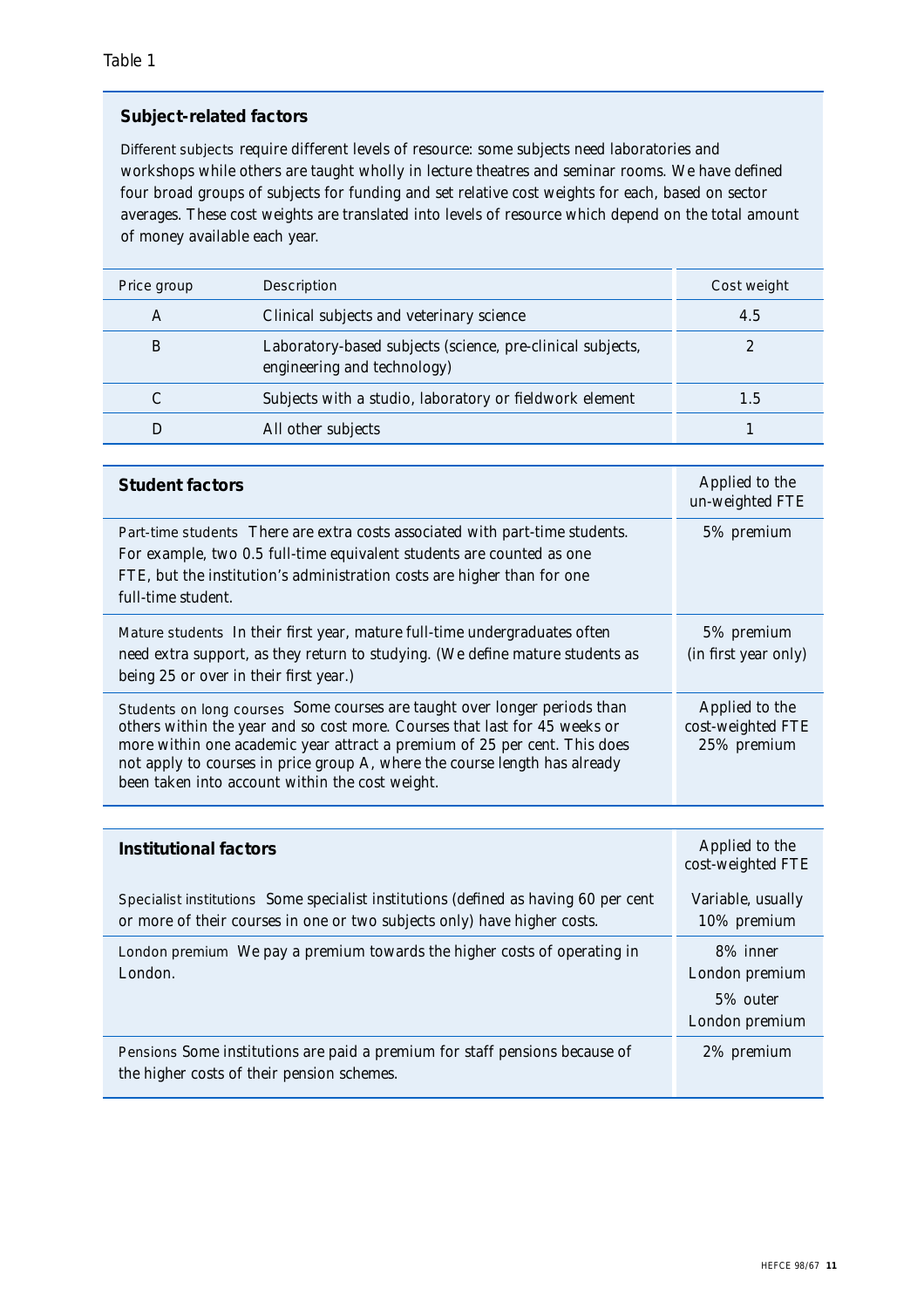Table 1

### Subject-related factors

Different subjects require different levels of resource: some subjects need laboratories and workshops while others are taught wholly in lecture theatres and seminar rooms. We have defined four broad groups of subjects for funding and set relative cost weights for each, based on sector averages. These cost weights are translated into levels of resource which depend on the total amount of money available each year.

| Price group | Description | Cost weight |
|---|---|---|
| A | Clinical subjects and veterinary science | 4.5 |
| B | Laboratory-based subjects (science, pre-clinical subjects, engineering and technology) | 2 |
| C | Subjects with a studio, laboratory or fieldwork element | 1.5 |
| D | All other subjects | 1 |

| **Student factors** | Applied to the un-weighted FTE |
|---|---|
| Part-time students There are extra costs associated with part-time students. For example, two 0.5 full-time equivalent students are counted as one FTE, but the institution's administration costs are higher than for one full-time student. | 5% premium |
| Mature students In their first year, mature full-time undergraduates often need extra support, as they return to studying. (We define mature students as being 25 or over in their first year.) | 5% premium (in first year only) |
| Students on long courses Some courses are taught over longer periods than others within the year and so cost more. Courses that last for 45 weeks or more within one academic year attract a premium of 25 per cent. This does not apply to courses in price group A, where the course length has already been taken into account within the cost weight. | Applied to the cost-weighted FTE 25% premium |

| **Institutional factors** | Applied to the cost-weighted FTE |
|---|---|
| Specialist institutions Some specialist institutions (defined as having 60 per cent or more of their courses in one or two subjects only) have higher costs. | Variable, usually 10% premium |
| London premium We pay a premium towards the higher costs of operating in London. | 8% inner London premium<br>5% outer London premium |
| Pensions Some institutions are paid a premium for staff pensions because of the higher costs of their pension schemes. | 2% premium |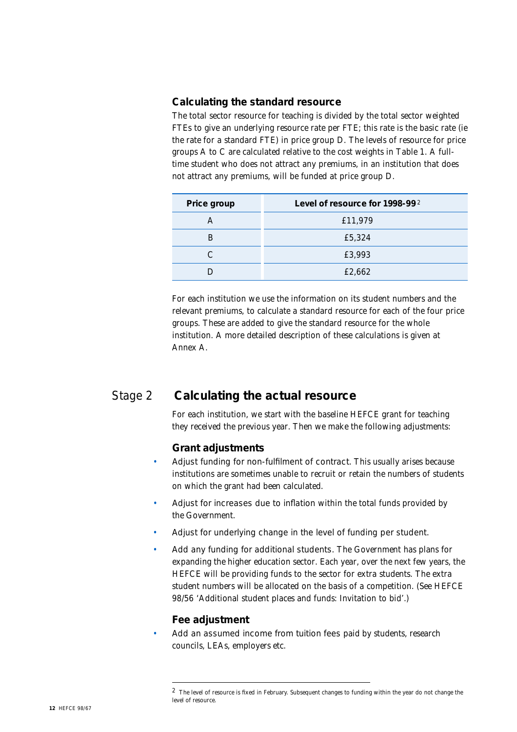### Calculating the standard resource

The total sector resource for teaching is divided by the total sector weighted FTEs to give an underlying resource rate per FTE; this rate is the basic rate (ie the rate for a standard FTE) in price group D. The levels of resource for price groups A to C are calculated relative to the cost weights in Table 1. A full-time student who does not attract any premiums, in an institution that does not attract any premiums, will be funded at price group D.

| Price group | Level of resource for 1998-99[2] |
|---|---|
| A | £11,979 |
| B | £5,324 |
| C | £3,993 |
| D | £2,662 |

For each institution we use the information on its student numbers and the relevant premiums, to calculate a standard resource for each of the four price groups. These are added to give the standard resource for the whole institution. A more detailed description of these calculations is given at Annex A.

## Stage 2 Calculating the actual resource

For each institution, we start with the baseline HEFCE grant for teaching they received the previous year. Then we make the following adjustments:

### Grant adjustments

- Adjust funding for non-fulfilment of contract. This usually arises because institutions are sometimes unable to recruit or retain the numbers of students on which the grant had been calculated.
- Adjust for increases due to inflation within the total funds provided by the Government.
- Adjust for underlying change in the level of funding per student.
- Add any funding for additional students. The Government has plans for expanding the higher education sector. Each year, over the next few years, the HEFCE will be providing funds to the sector for extra students. The extra student numbers will be allocated on the basis of a competition. (See HEFCE 98/56 'Additional student places and funds: Invitation to bid'.)

### Fee adjustment

- Add an assumed income from tuition fees paid by students, research councils, LEAs, employers etc.

---

[2] The level of resource is fixed in February. Subsequent changes to funding within the year do not change the level of resource.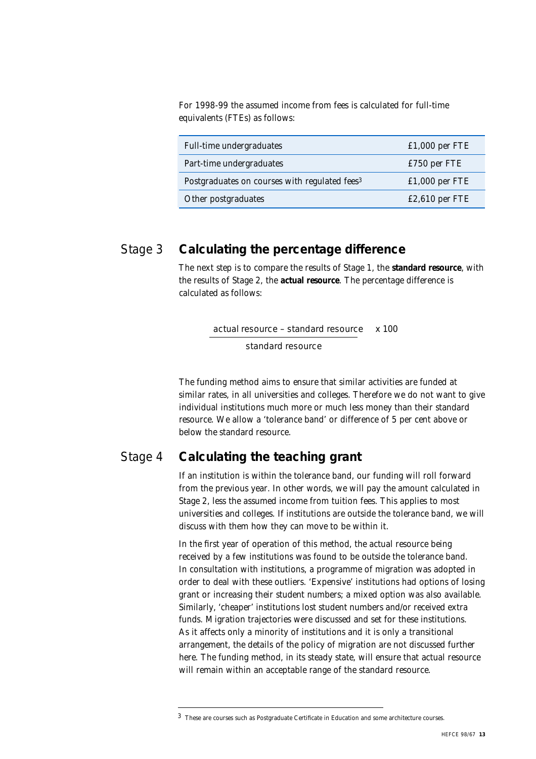For 1998-99 the assumed income from fees is calculated for full-time equivalents (FTEs) as follows:

| | |
|---|---|
| Full-time undergraduates | £1,000 per FTE |
| Part-time undergraduates | £750 per FTE |
| Postgraduates on courses with regulated fees[3] | £1,000 per FTE |
| Other postgraduates | £2,610 per FTE |

## Stage 3 Calculating the percentage difference

The next step is to compare the results of Stage 1, the **standard resource**, with the results of Stage 2, the **actual resource**. The percentage difference is calculated as follows:

$$\frac{\text{actual resource} - \text{standard resource}}{\text{standard resource}} \times 100$$

The funding method aims to ensure that similar activities are funded at similar rates, in all universities and colleges. Therefore we do not want to give individual institutions much more or much less money than their standard resource. We allow a 'tolerance band' or difference of 5 per cent above or below the standard resource.

## Stage 4 Calculating the teaching grant

If an institution is within the tolerance band, our funding will roll forward from the previous year. In other words, we will pay the amount calculated in Stage 2, less the assumed income from tuition fees. This applies to most universities and colleges. If institutions are outside the tolerance band, we will discuss with them how they can move to be within it.

In the first year of operation of this method, the actual resource being received by a few institutions was found to be outside the tolerance band. In consultation with institutions, a programme of migration was adopted in order to deal with these outliers. 'Expensive' institutions had options of losing grant or increasing their student numbers; a mixed option was also available. Similarly, 'cheaper' institutions lost student numbers and/or received extra funds. Migration trajectories were discussed and set for these institutions. As it affects only a minority of institutions and it is only a transitional arrangement, the details of the policy of migration are not discussed further here. The funding method, in its steady state, will ensure that actual resource will remain within an acceptable range of the standard resource.

---

[3] These are courses such as Postgraduate Certificate in Education and some architecture courses.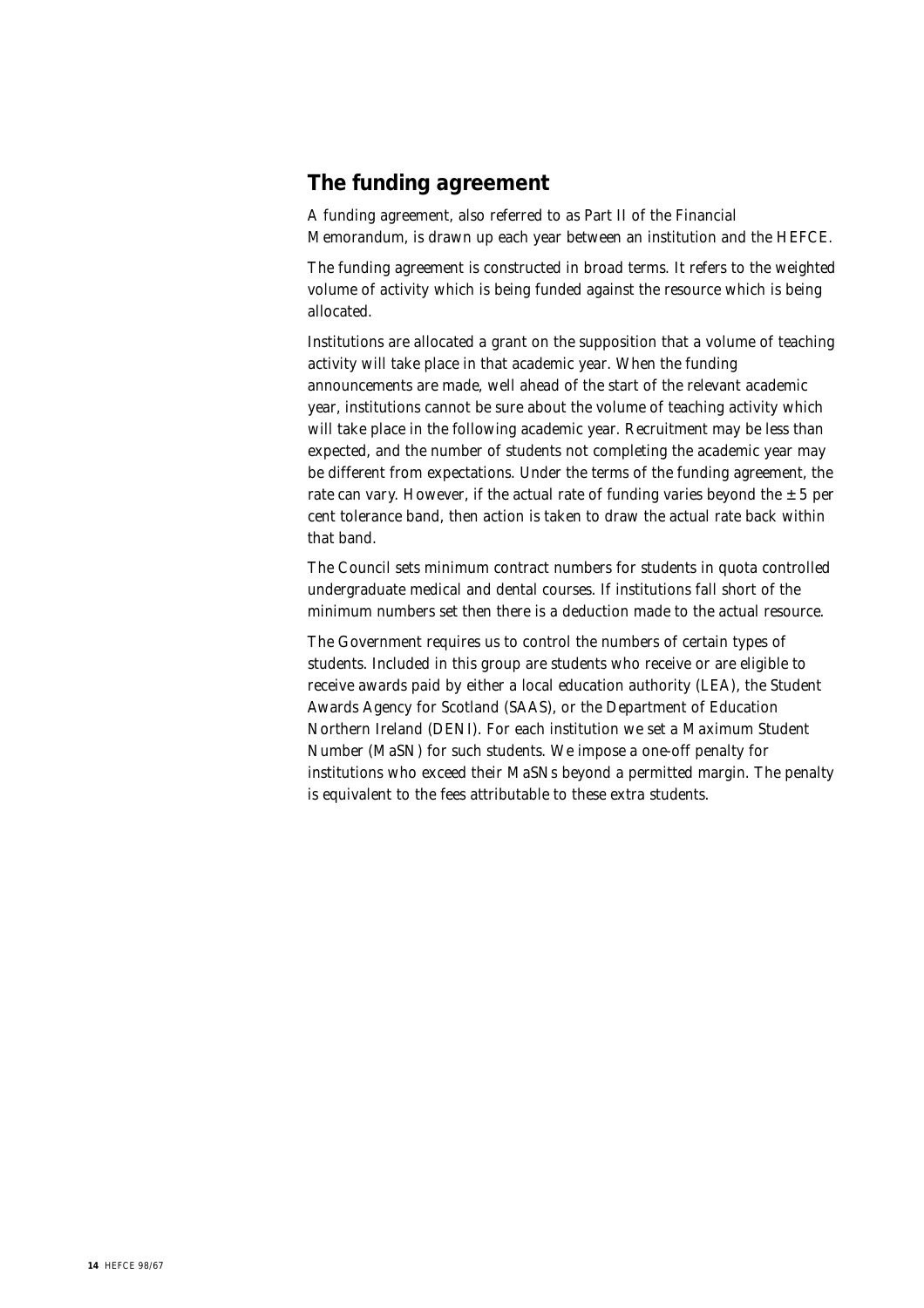## The funding agreement

A funding agreement, also referred to as Part II of the Financial Memorandum, is drawn up each year between an institution and the HEFCE.

The funding agreement is constructed in broad terms. It refers to the weighted volume of activity which is being funded against the resource which is being allocated.

Institutions are allocated a grant on the supposition that a volume of teaching activity will take place in that academic year. When the funding announcements are made, well ahead of the start of the relevant academic year, institutions cannot be sure about the volume of teaching activity which will take place in the following academic year. Recruitment may be less than expected, and the number of students not completing the academic year may be different from expectations. Under the terms of the funding agreement, the rate can vary. However, if the actual rate of funding varies beyond the ± 5 per cent tolerance band, then action is taken to draw the actual rate back within that band.

The Council sets minimum contract numbers for students in quota controlled undergraduate medical and dental courses. If institutions fall short of the minimum numbers set then there is a deduction made to the actual resource.

The Government requires us to control the numbers of certain types of students. Included in this group are students who receive or are eligible to receive awards paid by either a local education authority (LEA), the Student Awards Agency for Scotland (SAAS), or the Department of Education Northern Ireland (DENI). For each institution we set a Maximum Student Number (MaSN) for such students. We impose a one-off penalty for institutions who exceed their MaSNs beyond a permitted margin. The penalty is equivalent to the fees attributable to these extra students.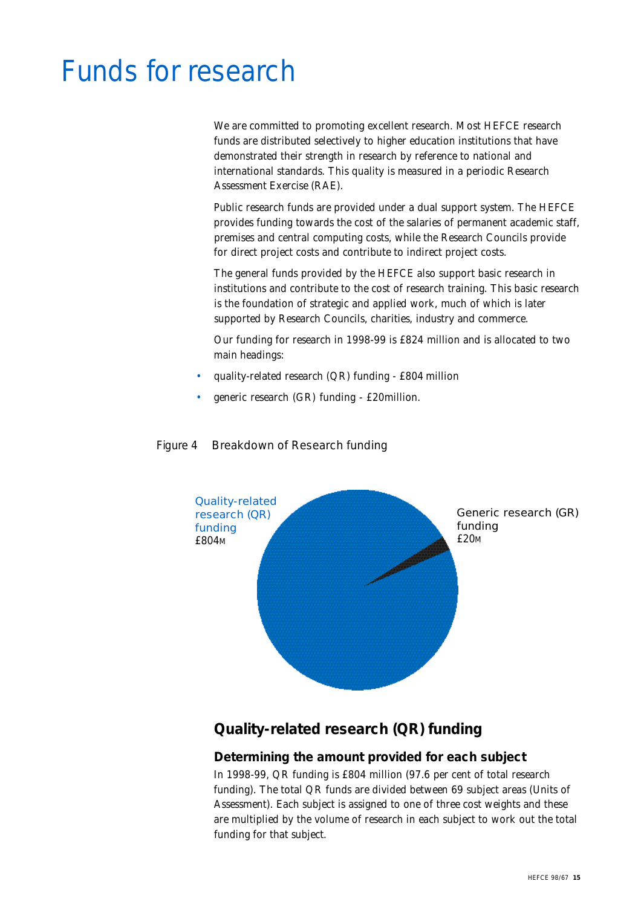# Funds for research

We are committed to promoting excellent research. Most HEFCE research funds are distributed selectively to higher education institutions that have demonstrated their strength in research by reference to national and international standards. This quality is measured in a periodic Research Assessment Exercise (RAE).

Public research funds are provided under a dual support system. The HEFCE provides funding towards the cost of the salaries of permanent academic staff, premises and central computing costs, while the Research Councils provide for direct project costs and contribute to indirect project costs.

The general funds provided by the HEFCE also support basic research in institutions and contribute to the cost of research training. This basic research is the foundation of strategic and applied work, much of which is later supported by Research Councils, charities, industry and commerce.

Our funding for research in 1998-99 is £824 million and is allocated to two main headings:

- quality-related research (QR) funding - £804 million
- generic research (GR) funding - £20million.

Figure 4 Breakdown of Research funding

Quality-related research (QR) funding £804M

Generic research (GR) funding £20M

## Quality-related research (QR) funding

### Determining the amount provided for each subject

In 1998-99, QR funding is £804 million (97.6 per cent of total research funding). The total QR funds are divided between 69 subject areas (Units of Assessment). Each subject is assigned to one of three cost weights and these are multiplied by the volume of research in each subject to work out the total funding for that subject.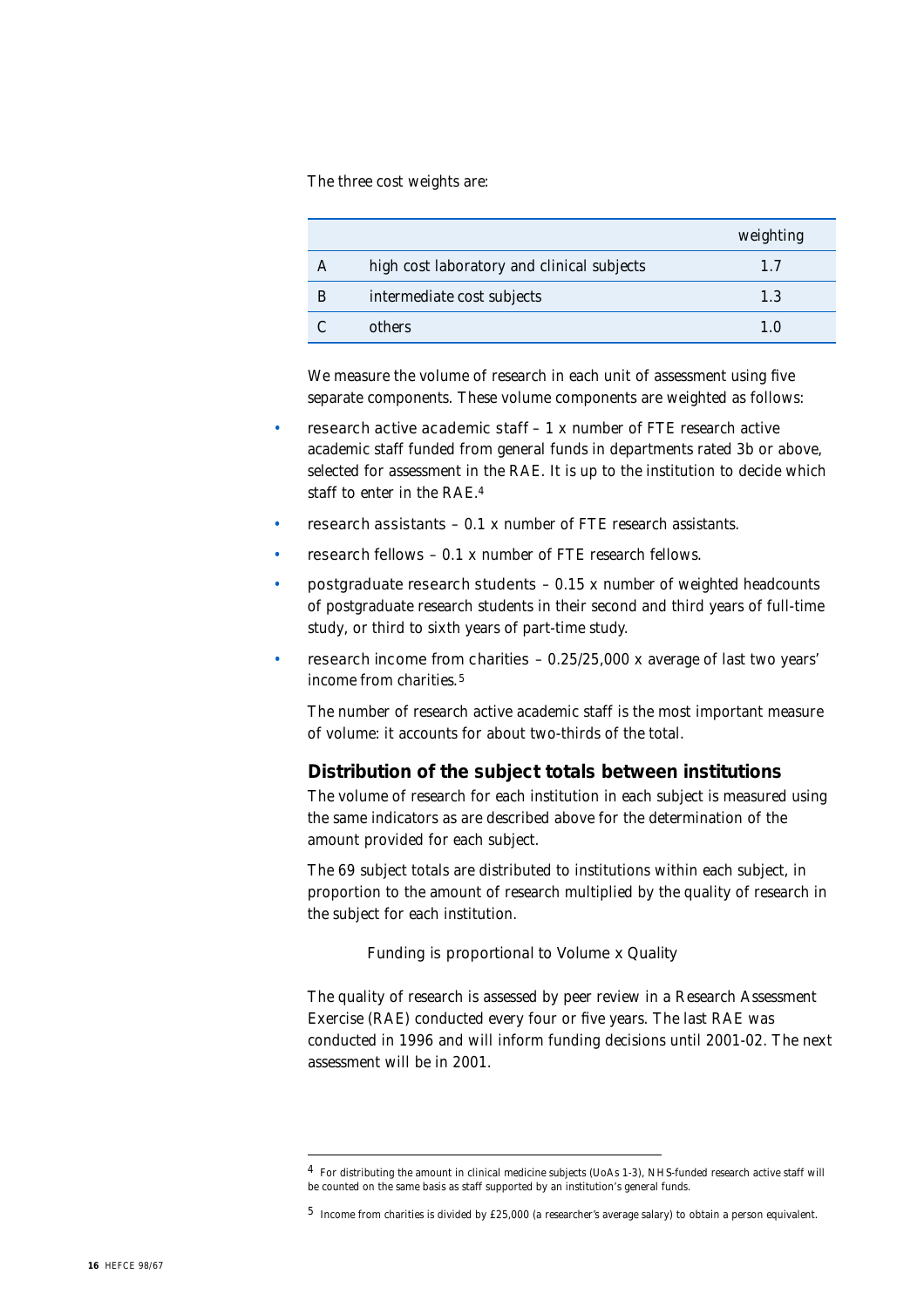The three cost weights are:

| | | weighting |
|---|---|---|
| A | high cost laboratory and clinical subjects | 1.7 |
| B | intermediate cost subjects | 1.3 |
| C | others | 1.0 |

We measure the volume of research in each unit of assessment using five separate components. These volume components are weighted as follows:

- research active academic staff – 1 x number of FTE research active academic staff funded from general funds in departments rated 3b or above, selected for assessment in the RAE. It is up to the institution to decide which staff to enter in the RAE.[4]
- research assistants – 0.1 x number of FTE research assistants.
- research fellows – 0.1 x number of FTE research fellows.
- postgraduate research students – 0.15 x number of weighted headcounts of postgraduate research students in their second and third years of full-time study, or third to sixth years of part-time study.
- research income from charities – 0.25/25,000 x average of last two years' income from charities.[5]

The number of research active academic staff is the most important measure of volume: it accounts for about two-thirds of the total.

## Distribution of the subject totals between institutions

The volume of research for each institution in each subject is measured using the same indicators as are described above for the determination of the amount provided for each subject.

The 69 subject totals are distributed to institutions within each subject, in proportion to the amount of research multiplied by the quality of research in the subject for each institution.

Funding is proportional to Volume x Quality

The quality of research is assessed by peer review in a Research Assessment Exercise (RAE) conducted every four or five years. The last RAE was conducted in 1996 and will inform funding decisions until 2001-02. The next assessment will be in 2001.

---

[4] For distributing the amount in clinical medicine subjects (UoAs 1-3), NHS-funded research active staff will be counted on the same basis as staff supported by an institution's general funds.

[5] Income from charities is divided by £25,000 (a researcher's average salary) to obtain a person equivalent.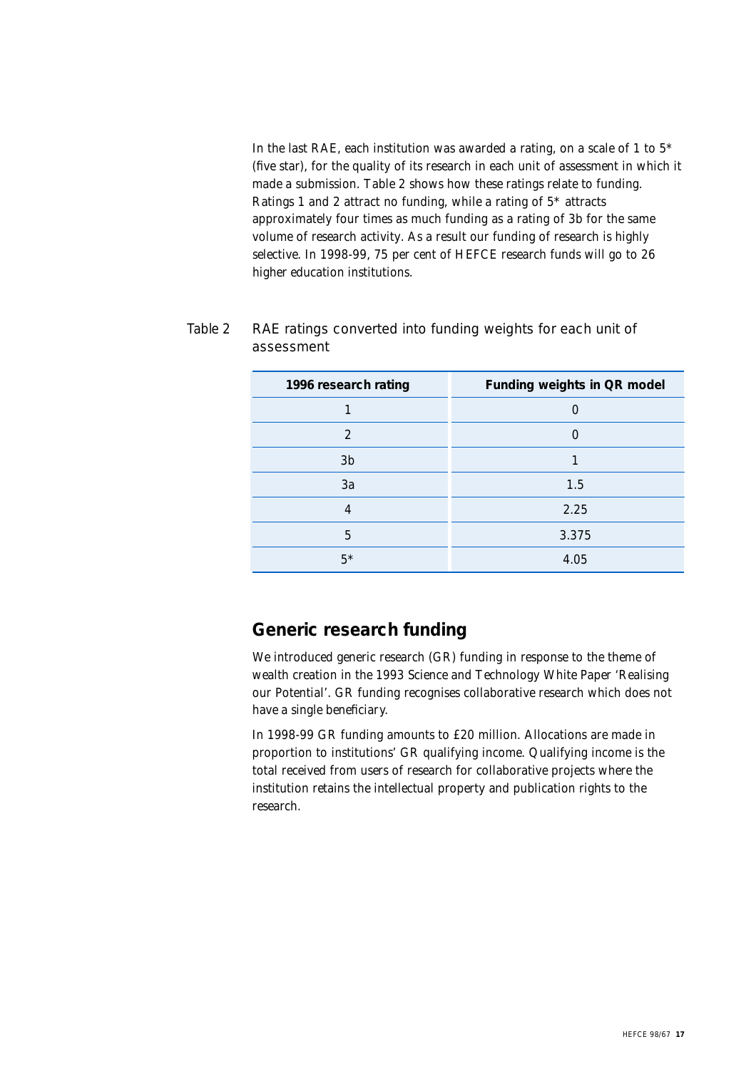In the last RAE, each institution was awarded a rating, on a scale of 1 to 5* (five star), for the quality of its research in each unit of assessment in which it made a submission. Table 2 shows how these ratings relate to funding. Ratings 1 and 2 attract no funding, while a rating of 5* attracts approximately four times as much funding as a rating of 3b for the same volume of research activity. As a result our funding of research is highly selective. In 1998-99, 75 per cent of HEFCE research funds will go to 26 higher education institutions.

Table 2 RAE ratings converted into funding weights for each unit of assessment

| 1996 research rating | Funding weights in QR model |
|---|---|
| 1 | 0 |
| 2 | 0 |
| 3b | 1 |
| 3a | 1.5 |
| 4 | 2.25 |
| 5 | 3.375 |
| 5* | 4.05 |

## Generic research funding

We introduced generic research (GR) funding in response to the theme of wealth creation in the 1993 Science and Technology White Paper 'Realising our Potential'. GR funding recognises collaborative research which does not have a single beneficiary.

In 1998-99 GR funding amounts to £20 million. Allocations are made in proportion to institutions' GR qualifying income. Qualifying income is the total received from users of research for collaborative projects where the institution retains the intellectual property and publication rights to the research.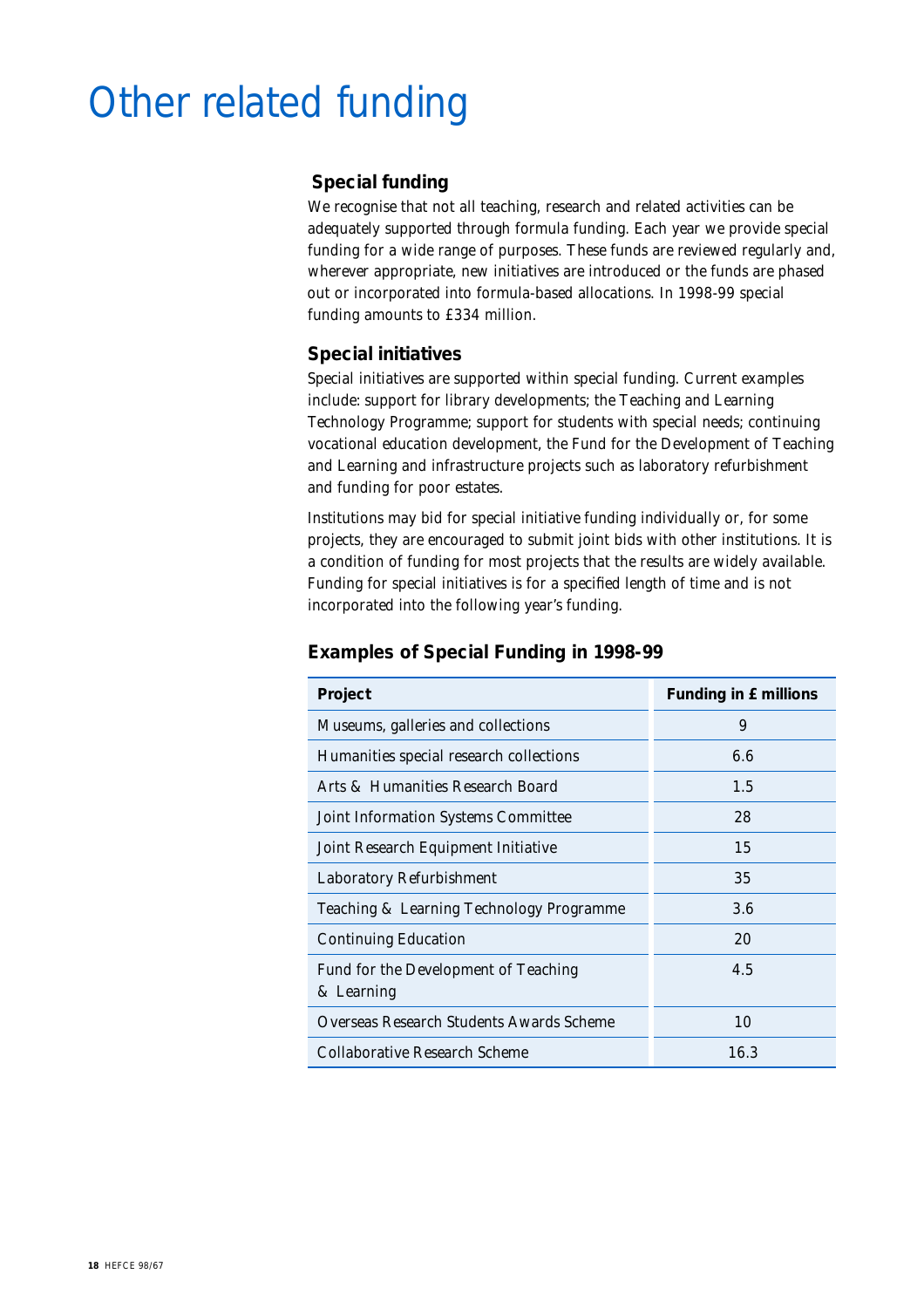# Other related funding

## Special funding

We recognise that not all teaching, research and related activities can be adequately supported through formula funding. Each year we provide special funding for a wide range of purposes. These funds are reviewed regularly and, wherever appropriate, new initiatives are introduced or the funds are phased out or incorporated into formula-based allocations. In 1998-99 special funding amounts to £334 million.

## Special initiatives

Special initiatives are supported within special funding. Current examples include: support for library developments; the Teaching and Learning Technology Programme; support for students with special needs; continuing vocational education development, the Fund for the Development of Teaching and Learning and infrastructure projects such as laboratory refurbishment and funding for poor estates.

Institutions may bid for special initiative funding individually or, for some projects, they are encouraged to submit joint bids with other institutions. It is a condition of funding for most projects that the results are widely available. Funding for special initiatives is for a specified length of time and is not incorporated into the following year's funding.

### Examples of Special Funding in 1998-99

| Project | Funding in £ millions |
|---|---|
| Museums, galleries and collections | 9 |
| Humanities special research collections | 6.6 |
| Arts & Humanities Research Board | 1.5 |
| Joint Information Systems Committee | 28 |
| Joint Research Equipment Initiative | 15 |
| Laboratory Refurbishment | 35 |
| Teaching & Learning Technology Programme | 3.6 |
| Continuing Education | 20 |
| Fund for the Development of Teaching & Learning | 4.5 |
| Overseas Research Students Awards Scheme | 10 |
| Collaborative Research Scheme | 16.3 |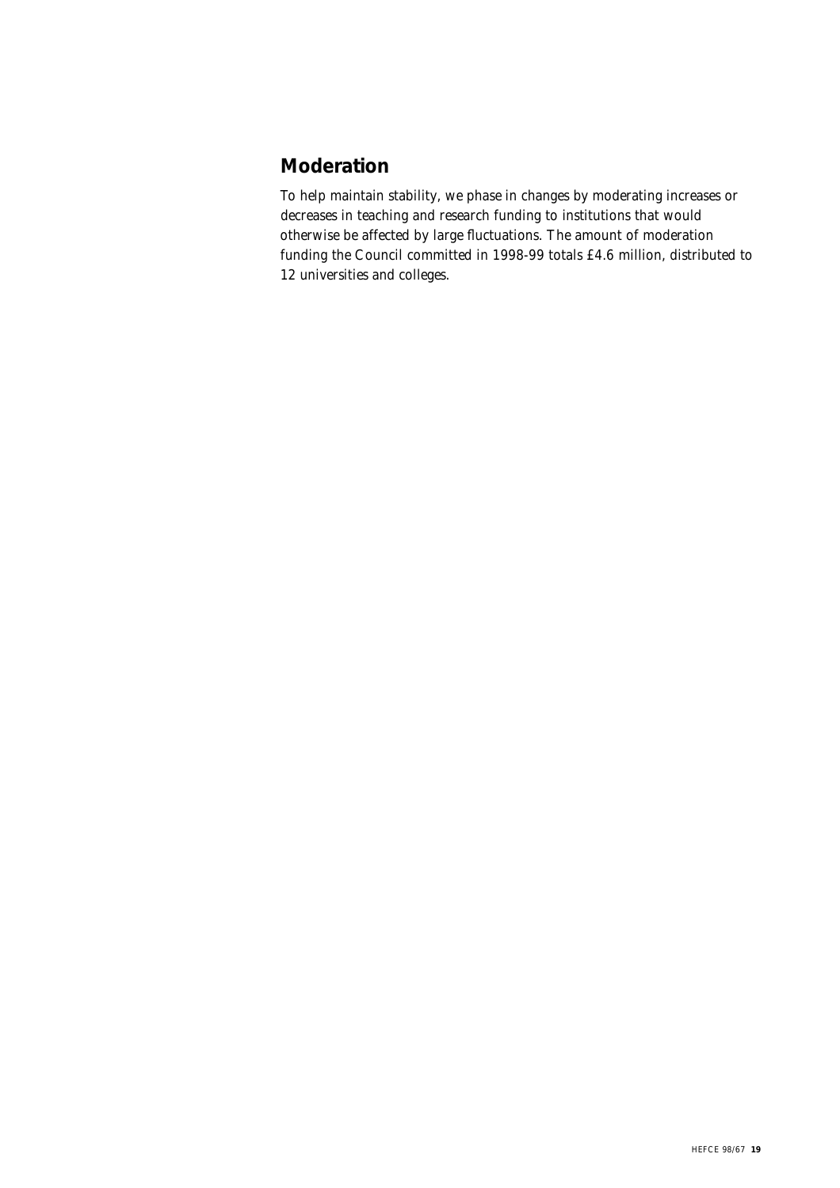## Moderation

To help maintain stability, we phase in changes by moderating increases or decreases in teaching and research funding to institutions that would otherwise be affected by large fluctuations. The amount of moderation funding the Council committed in 1998-99 totals £4.6 million, distributed to 12 universities and colleges.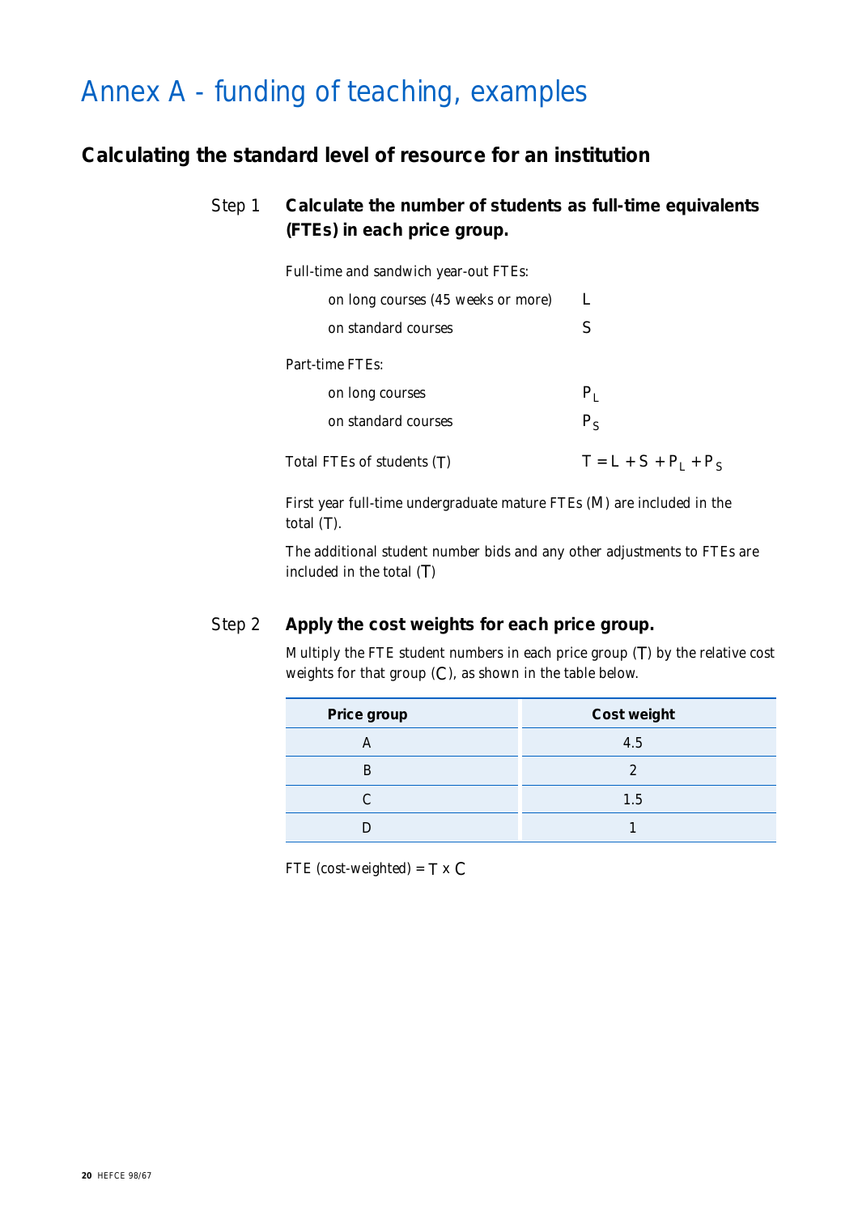# Annex A - funding of teaching, examples

## Calculating the standard level of resource for an institution

### Step 1 Calculate the number of students as full-time equivalents (FTEs) in each price group.

Full-time and sandwich year-out FTEs:

| | |
|---|---|
| on long courses (45 weeks or more) | L |
| on standard courses | S |

Part-time FTEs:

| | |
|---|---|
| on long courses | $P_L$ |
| on standard courses | $P_S$ |

Total FTEs of students (T) $T = L + S + P_L + P_S$

First year full-time undergraduate mature FTEs (M) are included in the total (T).

The additional student number bids and any other adjustments to FTEs are included in the total (T)

### Step 2 Apply the cost weights for each price group.

Multiply the FTE student numbers in each price group (T) by the relative cost weights for that group (C), as shown in the table below.

| Price group | Cost weight |
|---|---|
| A | 4.5 |
| B | 2 |
| C | 1.5 |
| D | 1 |

FTE (cost-weighted) = T x C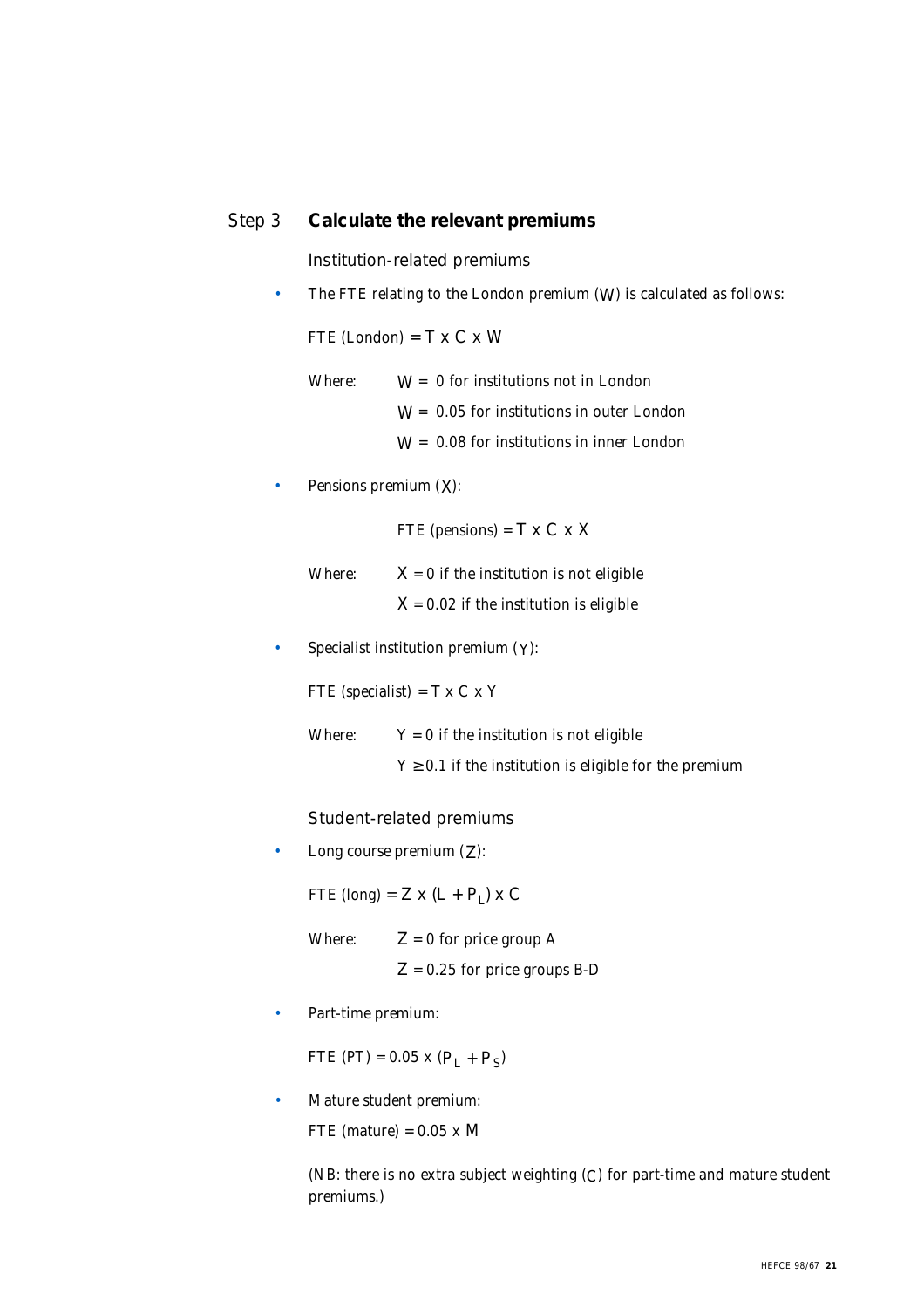## Step 3 Calculate the relevant premiums

### Institution-related premiums

- The FTE relating to the London premium ($W$) is calculated as follows:

  FTE (London) $= T \times C \times W$

  Where: $W = 0$ for institutions not in London

  $W = 0.05$ for institutions in outer London

  $W = 0.08$ for institutions in inner London

- Pensions premium ($X$):

  FTE (pensions) $= T \times C \times X$

  Where: $X = 0$ if the institution is not eligible

  $X = 0.02$ if the institution is eligible

- Specialist institution premium ($Y$):

  FTE (specialist) $= T \times C \times Y$

  Where: $Y = 0$ if the institution is not eligible

  $Y \geq 0.1$ if the institution is eligible for the premium

### Student-related premiums

- Long course premium ($Z$):

  FTE (long) $= Z \times (L + P_L) \times C$

  Where: $Z = 0$ for price group A

  $Z = 0.25$ for price groups B-D

- Part-time premium:

  FTE (PT) $= 0.05 \times (P_L + P_S)$

- Mature student premium:

  FTE (mature) $= 0.05 \times M$

  (NB: there is no extra subject weighting ($C$) for part-time and mature student premiums.)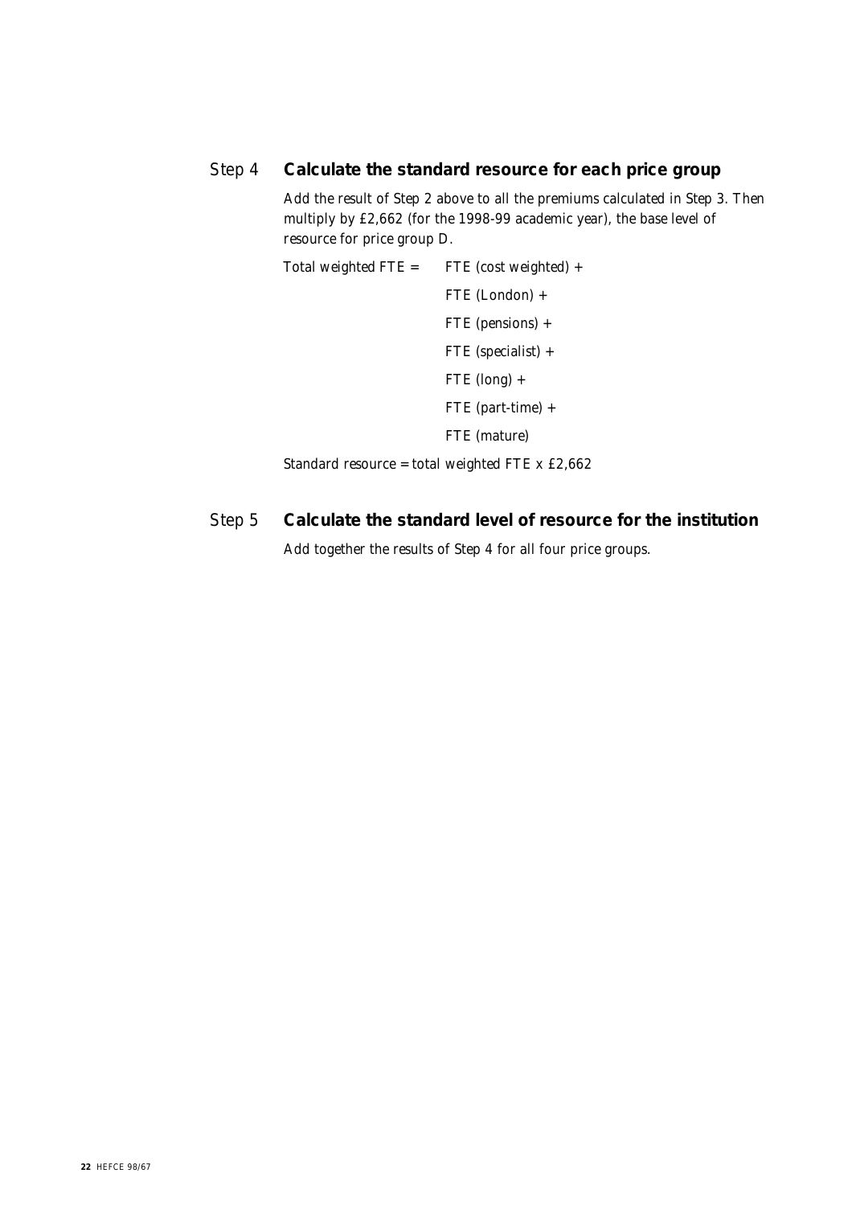### Step 4 **Calculate the standard resource for each price group**

Add the result of Step 2 above to all the premiums calculated in Step 3. Then multiply by £2,662 (for the 1998-99 academic year), the base level of resource for price group D.

Total weighted FTE = FTE (cost weighted) +
FTE (London) +
FTE (pensions) +
FTE (specialist) +
FTE (long) +
FTE (part-time) +
FTE (mature)

Standard resource = total weighted FTE x £2,662

### Step 5 **Calculate the standard level of resource for the institution**

Add together the results of Step 4 for all four price groups.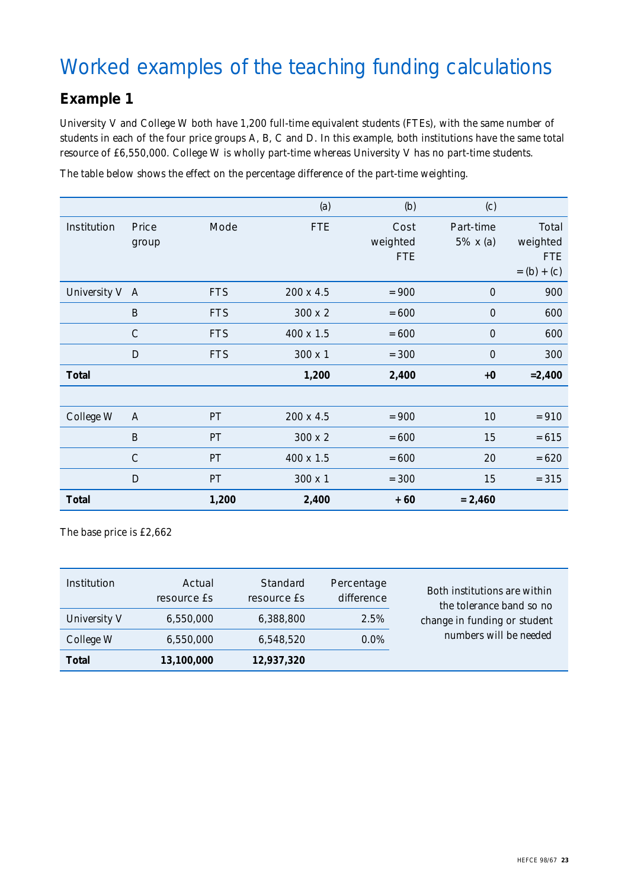# Worked examples of the teaching funding calculations

## Example 1

University V and College W both have 1,200 full-time equivalent students (FTEs), with the same number of students in each of the four price groups A, B, C and D. In this example, both institutions have the same total resource of £6,550,000. College W is wholly part-time whereas University V has no part-time students.

The table below shows the effect on the percentage difference of the part-time weighting.

| Institution | Price group | Mode | (a) FTE | (b) Cost weighted FTE | (c) Part-time 5% x (a) | Total weighted FTE = (b) + (c) |
|---|---|---|---|---|---|---|
| University V | A | FTS | 200 x 4.5 | = 900 | 0 | 900 |
| | B | FTS | 300 x 2 | = 600 | 0 | 600 |
| | C | FTS | 400 x 1.5 | = 600 | 0 | 600 |
| | D | FTS | 300 x 1 | = 300 | 0 | 300 |
| **Total** | | | **1,200** | **2,400** | **+0** | **=2,400** |
| | | | | | | |
| College W | A | PT | 200 x 4.5 | = 900 | 10 | = 910 |
| | B | PT | 300 x 2 | = 600 | 15 | = 615 |
| | C | PT | 400 x 1.5 | = 600 | 20 | = 620 |
| | D | PT | 300 x 1 | = 300 | 15 | = 315 |
| **Total** | | **1,200** | **2,400** | **+ 60** | **= 2,460** | |

The base price is £2,662

| Institution | Actual resource £s | Standard resource £s | Percentage difference |
|---|---|---|---|
| University V | 6,550,000 | 6,388,800 | 2.5% |
| College W | 6,550,000 | 6,548,520 | 0.0% |
| **Total** | **13,100,000** | **12,937,320** | |

Both institutions are within the tolerance band so no change in funding or student numbers will be needed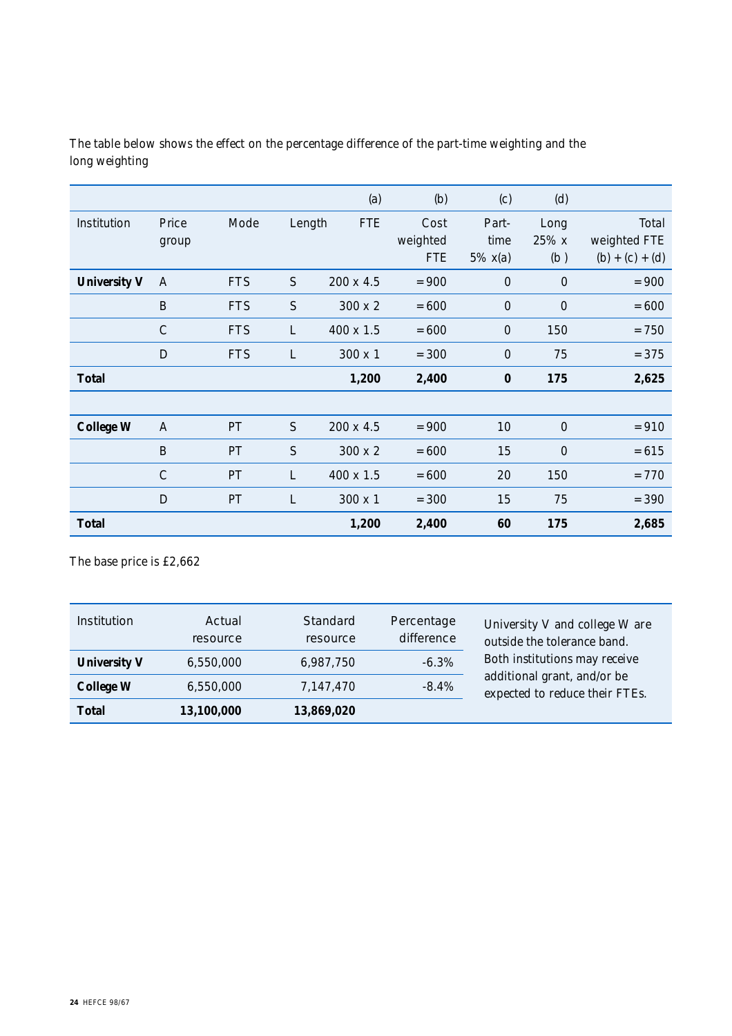The table below shows the effect on the percentage difference of the part-time weighting and the long weighting

| | | | | (a) | (b) | (c) | (d) | |
|---|---|---|---|---|---|---|---|---|
| Institution | Price group | Mode | Length | FTE | Cost weighted FTE | Part-time 5% x(a) | Long 25% x (b ) | Total weighted FTE (b) + (c) + (d) |
| **University V** | A | FTS | S | 200 x 4.5 | = 900 | 0 | 0 | = 900 |
| | B | FTS | S | 300 x 2 | = 600 | 0 | 0 | = 600 |
| | C | FTS | L | 400 x 1.5 | = 600 | 0 | 150 | = 750 |
| | D | FTS | L | 300 x 1 | = 300 | 0 | 75 | = 375 |
| **Total** | | | | **1,200** | **2,400** | **0** | **175** | **2,625** |
| | | | | | | | | |
| **College W** | A | PT | S | 200 x 4.5 | = 900 | 10 | 0 | = 910 |
| | B | PT | S | 300 x 2 | = 600 | 15 | 0 | = 615 |
| | C | PT | L | 400 x 1.5 | = 600 | 20 | 150 | = 770 |
| | D | PT | L | 300 x 1 | = 300 | 15 | 75 | = 390 |
| **Total** | | | | **1,200** | **2,400** | **60** | **175** | **2,685** |

The base price is £2,662

| Institution | Actual resource | Standard resource | Percentage difference |
|---|---|---|---|
| **University V** | 6,550,000 | 6,987,750 | -6.3% |
| **College W** | 6,550,000 | 7,147,470 | -8.4% |
| **Total** | **13,100,000** | **13,869,020** | |

University V and college W are outside the tolerance band. Both institutions may receive additional grant, and/or be expected to reduce their FTEs.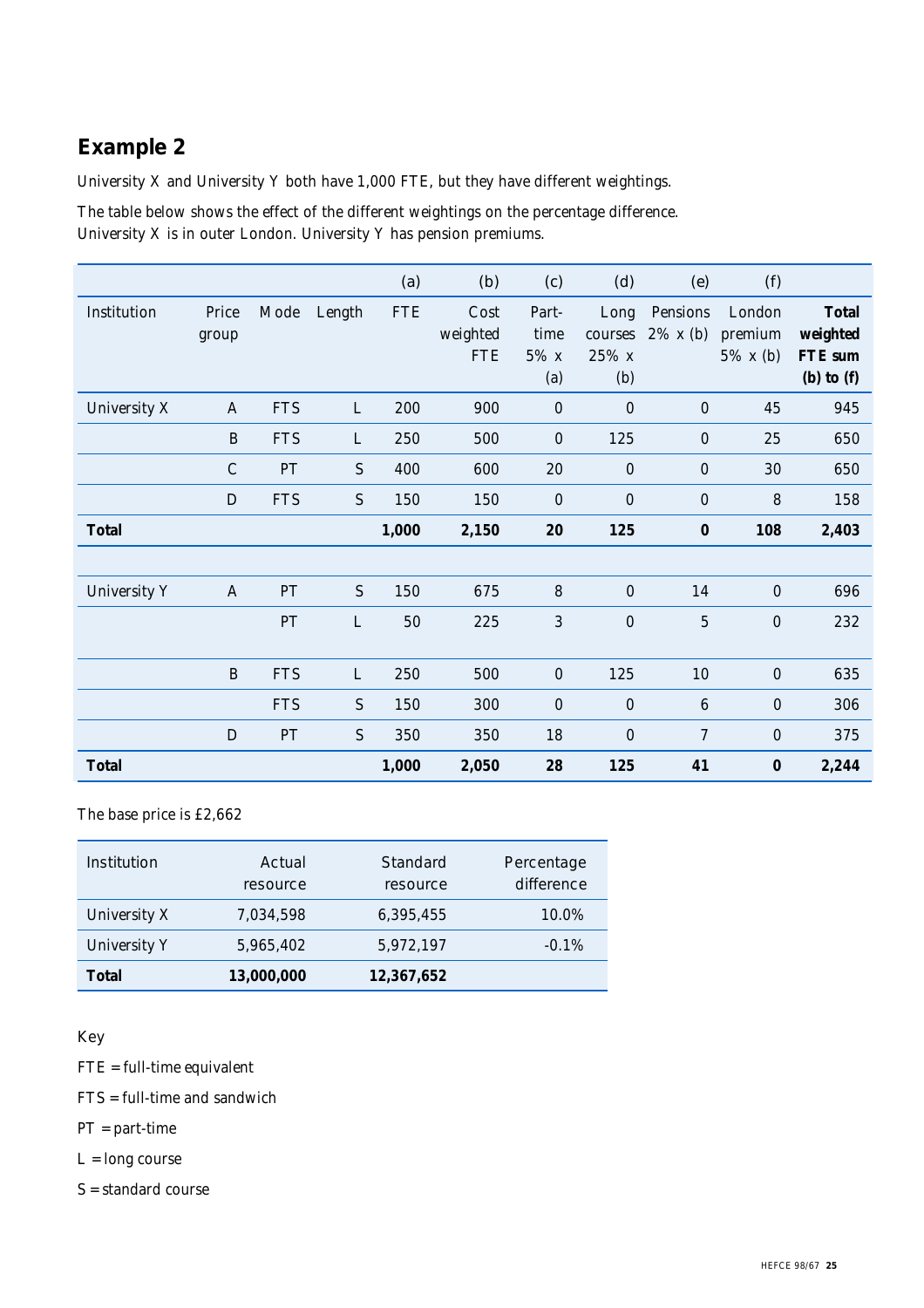## Example 2

University X and University Y both have 1,000 FTE, but they have different weightings.

The table below shows the effect of the different weightings on the percentage difference. University X is in outer London. University Y has pension premiums.

| | | | | (a) | (b) | (c) | (d) | (e) | (f) | |
|---|---|---|---|---|---|---|---|---|---|---|
| Institution | Price group | Mode | Length | FTE | Cost weighted FTE | Part-time 5% x (a) | Long courses 25% x (b) | Pensions 2% x (b) | London premium 5% x (b) | **Total weighted FTE sum (b) to (f)** |
| University X | A | FTS | L | 200 | 900 | 0 | 0 | 0 | 45 | 945 |
| | B | FTS | L | 250 | 500 | 0 | 125 | 0 | 25 | 650 |
| | C | PT | S | 400 | 600 | 20 | 0 | 0 | 30 | 650 |
| | D | FTS | S | 150 | 150 | 0 | 0 | 0 | 8 | 158 |
| **Total** | | | | **1,000** | **2,150** | **20** | **125** | **0** | **108** | **2,403** |
| | | | | | | | | | | |
| University Y | A | PT | S | 150 | 675 | 8 | 0 | 14 | 0 | 696 |
| | | PT | L | 50 | 225 | 3 | 0 | 5 | 0 | 232 |
| | B | FTS | L | 250 | 500 | 0 | 125 | 10 | 0 | 635 |
| | | FTS | S | 150 | 300 | 0 | 0 | 6 | 0 | 306 |
| | D | PT | S | 350 | 350 | 18 | 0 | 7 | 0 | 375 |
| **Total** | | | | **1,000** | **2,050** | **28** | **125** | **41** | **0** | **2,244** |

The base price is £2,662

| Institution | Actual resource | Standard resource | Percentage difference |
|---|---|---|---|
| University X | 7,034,598 | 6,395,455 | 10.0% |
| University Y | 5,965,402 | 5,972,197 | -0.1% |
| **Total** | **13,000,000** | **12,367,652** | |

Key

FTE = full-time equivalent

FTS = full-time and sandwich

PT = part-time

L = long course

S = standard course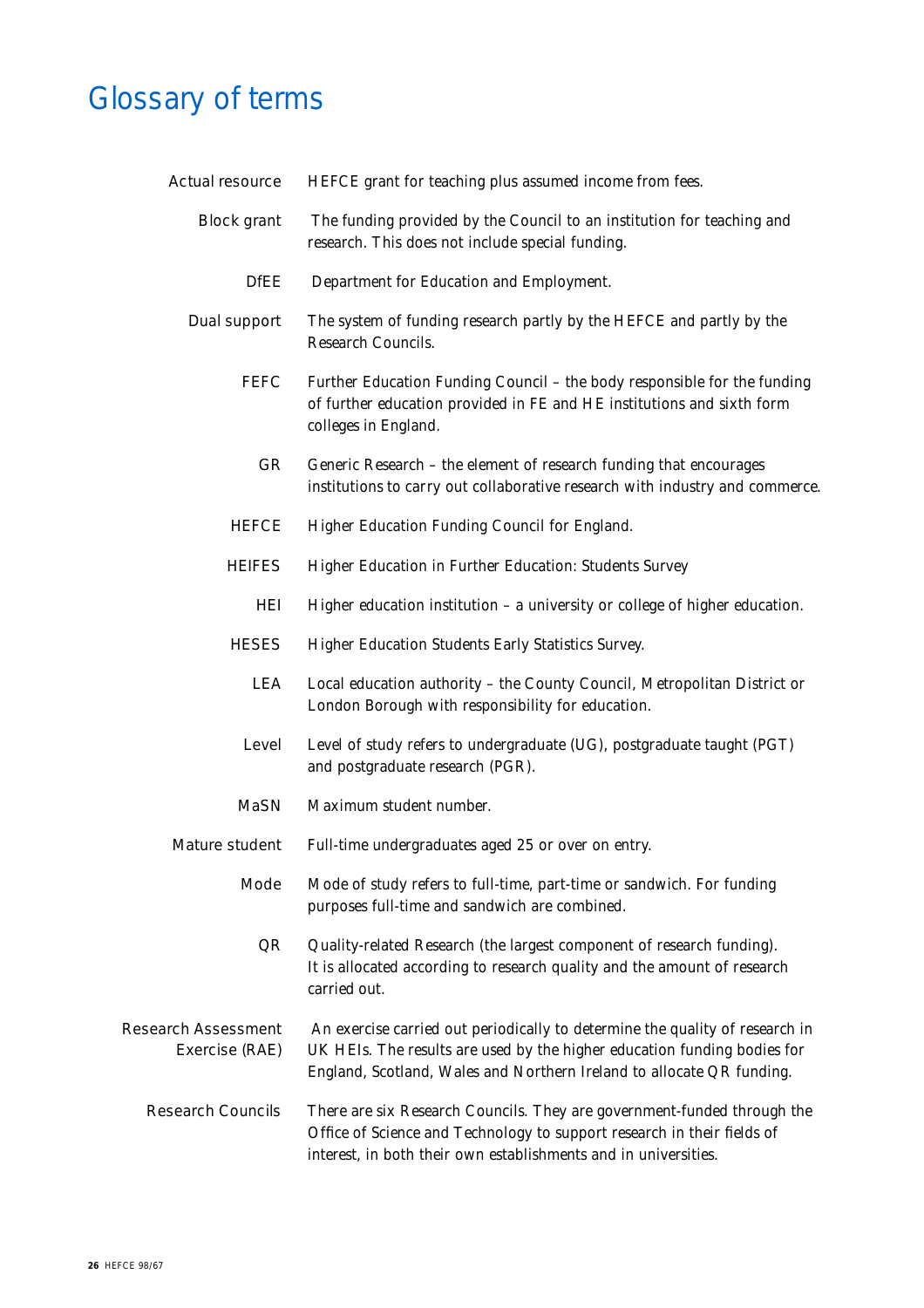# Glossary of terms

| | |
|---|---|
| Actual resource | HEFCE grant for teaching plus assumed income from fees. |
| Block grant | The funding provided by the Council to an institution for teaching and research. This does not include special funding. |
| DfEE | Department for Education and Employment. |
| Dual support | The system of funding research partly by the HEFCE and partly by the Research Councils. |
| FEFC | Further Education Funding Council – the body responsible for the funding of further education provided in FE and HE institutions and sixth form colleges in England. |
| GR | Generic Research – the element of research funding that encourages institutions to carry out collaborative research with industry and commerce. |
| HEFCE | Higher Education Funding Council for England. |
| HEIFES | Higher Education in Further Education: Students Survey |
| HEI | Higher education institution – a university or college of higher education. |
| HESES | Higher Education Students Early Statistics Survey. |
| LEA | Local education authority – the County Council, Metropolitan District or London Borough with responsibility for education. |
| Level | Level of study refers to undergraduate (UG), postgraduate taught (PGT) and postgraduate research (PGR). |
| MaSN | Maximum student number. |
| Mature student | Full-time undergraduates aged 25 or over on entry. |
| Mode | Mode of study refers to full-time, part-time or sandwich. For funding purposes full-time and sandwich are combined. |
| QR | Quality-related Research (the largest component of research funding). It is allocated according to research quality and the amount of research carried out. |
| Research Assessment Exercise (RAE) | An exercise carried out periodically to determine the quality of research in UK HEIs. The results are used by the higher education funding bodies for England, Scotland, Wales and Northern Ireland to allocate QR funding. |
| Research Councils | There are six Research Councils. They are government-funded through the Office of Science and Technology to support research in their fields of interest, in both their own establishments and in universities. |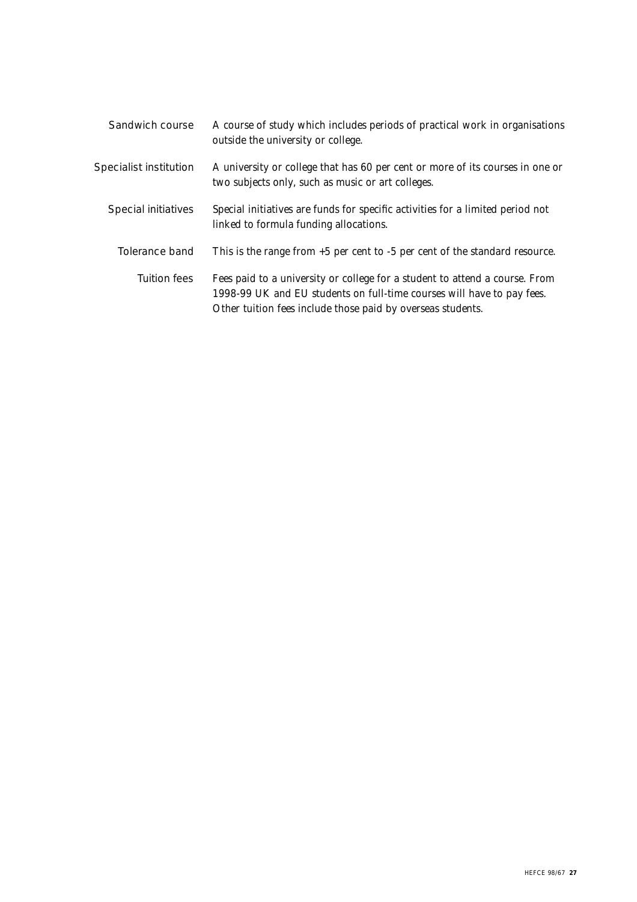**Sandwich course** A course of study which includes periods of practical work in organisations outside the university or college.

**Specialist institution** A university or college that has 60 per cent or more of its courses in one or two subjects only, such as music or art colleges.

**Special initiatives** Special initiatives are funds for specific activities for a limited period not linked to formula funding allocations.

**Tolerance band** This is the range from +5 per cent to -5 per cent of the standard resource.

**Tuition fees** Fees paid to a university or college for a student to attend a course. From 1998-99 UK and EU students on full-time courses will have to pay fees. Other tuition fees include those paid by overseas students.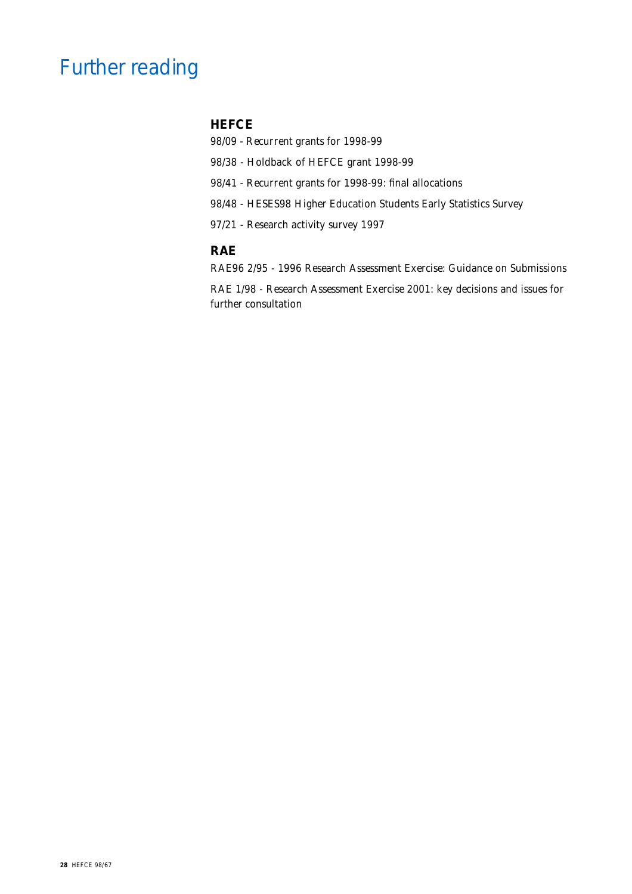# Further reading

## HEFCE

98/09 - Recurrent grants for 1998-99

98/38 - Holdback of HEFCE grant 1998-99

98/41 - Recurrent grants for 1998-99: final allocations

98/48 - HESES98 Higher Education Students Early Statistics Survey

97/21 - Research activity survey 1997

## RAE

RAE96 2/95 - 1996 Research Assessment Exercise: Guidance on Submissions

RAE 1/98 - Research Assessment Exercise 2001: key decisions and issues for further consultation